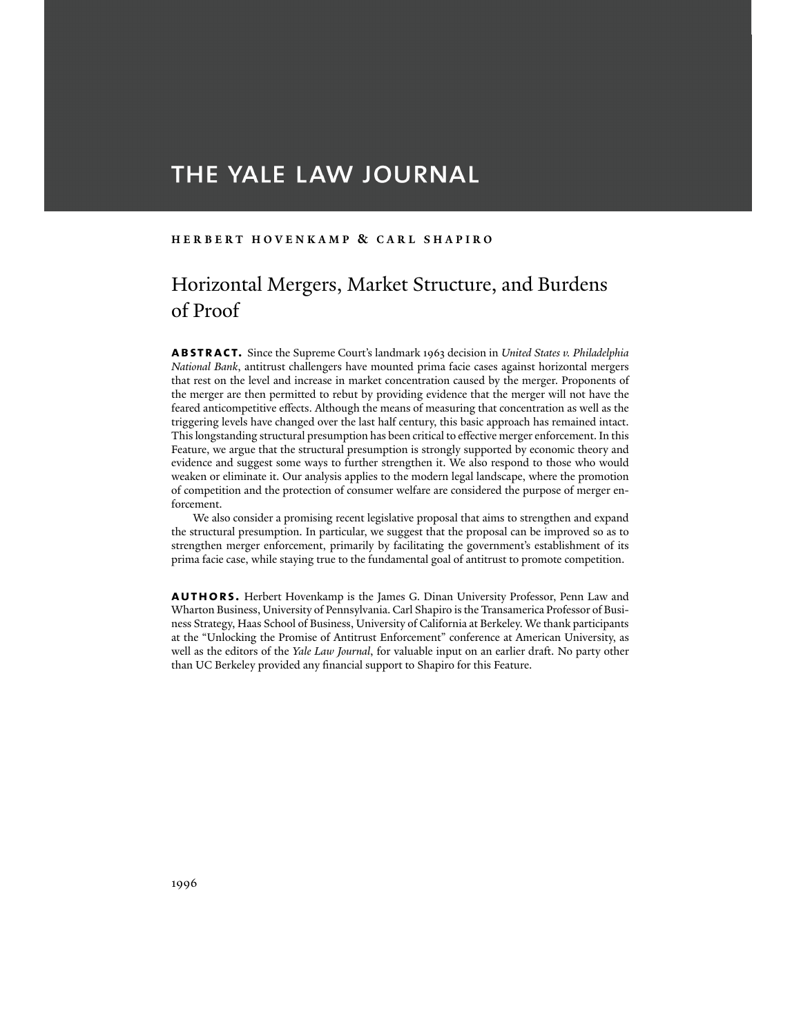# THE YALE LAW JOURNAL

**HERBERT HOVENKAMP & CARL SHAPIRO**

## Horizontal Mergers, Market Structure, and Burdens of Proof

**ABSTRACT.** Since the Supreme Court's landmark 1963 decision in *United States v. Philadelphia National Bank*, antitrust challengers have mounted prima facie cases against horizontal mergers that rest on the level and increase in market concentration caused by the merger. Proponents of the merger are then permitted to rebut by providing evidence that the merger will not have the feared anticompetitive effects. Although the means of measuring that concentration as well as the triggering levels have changed over the last half century, this basic approach has remained intact. This longstanding structural presumption has been critical to effective merger enforcement. In this Feature, we argue that the structural presumption is strongly supported by economic theory and evidence and suggest some ways to further strengthen it. We also respond to those who would weaken or eliminate it. Our analysis applies to the modern legal landscape, where the promotion of competition and the protection of consumer welfare are considered the purpose of merger enforcement.

We also consider a promising recent legislative proposal that aims to strengthen and expand the structural presumption. In particular, we suggest that the proposal can be improved so as to strengthen merger enforcement, primarily by facilitating the government's establishment of its prima facie case, while staying true to the fundamental goal of antitrust to promote competition.

**AUTHORS.** Herbert Hovenkamp is the James G. Dinan University Professor, Penn Law and Wharton Business, University of Pennsylvania. Carl Shapiro is the Transamerica Professor of Business Strategy, Haas School of Business, University of California at Berkeley. We thank participants at the "Unlocking the Promise of Antitrust Enforcement" conference at American University, as well as the editors of the *Yale Law Journal*, for valuable input on an earlier draft. No party other than UC Berkeley provided any financial support to Shapiro for this Feature.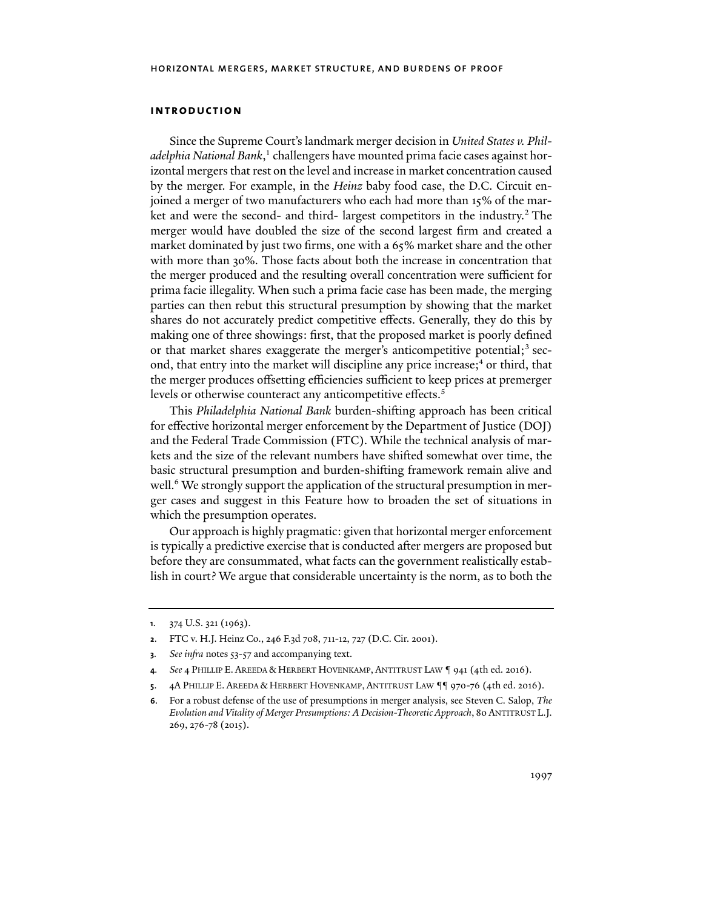## introduction

Since the Supreme Court's landmark merger decision in *United States v. Philadelphia National Bank*,[1] challengers have mounted prima facie cases against horizontal mergers that rest on the level and increase in market concentration caused by the merger. For example, in the *Heinz* baby food case, the D.C. Circuit enjoined a merger of two manufacturers who each had more than 15% of the market and were the second- and third- largest competitors in the industry.[2] The merger would have doubled the size of the second largest firm and created a market dominated by just two firms, one with a 65% market share and the other with more than 30%. Those facts about both the increase in concentration that the merger produced and the resulting overall concentration were sufficient for prima facie illegality. When such a prima facie case has been made, the merging parties can then rebut this structural presumption by showing that the market shares do not accurately predict competitive effects. Generally, they do this by making one of three showings: first, that the proposed market is poorly defined or that market shares exaggerate the merger's anticompetitive potential;[3] second, that entry into the market will discipline any price increase;[4] or third, that the merger produces offsetting efficiencies sufficient to keep prices at premerger levels or otherwise counteract any anticompetitive effects.[5]

This *Philadelphia National Bank* burden-shifting approach has been critical for effective horizontal merger enforcement by the Department of Justice (DOJ) and the Federal Trade Commission (FTC). While the technical analysis of markets and the size of the relevant numbers have shifted somewhat over time, the basic structural presumption and burden-shifting framework remain alive and well.[6] We strongly support the application of the structural presumption in merger cases and suggest in this Feature how to broaden the set of situations in which the presumption operates.

Our approach is highly pragmatic: given that horizontal merger enforcement is typically a predictive exercise that is conducted after mergers are proposed but before they are consummated, what facts can the government realistically establish in court? We argue that considerable uncertainty is the norm, as to both the

---

1. 374 U.S. 321 (1963).
2. FTC v. H.J. Heinz Co., 246 F.3d 708, 711-12, 727 (D.C. Cir. 2001).
3. *See infra* notes 53-57 and accompanying text.
4. *See* 4 Phillip E. Areeda & Herbert Hovenkamp, Antitrust Law ¶ 941 (4th ed. 2016).
5. 4A Phillip E. Areeda & Herbert Hovenkamp, Antitrust Law ¶¶ 970-76 (4th ed. 2016).
6. For a robust defense of the use of presumptions in merger analysis, see Steven C. Salop, *The Evolution and Vitality of Merger Presumptions: A Decision-Theoretic Approach*, 80 Antitrust L.J. 269, 276-78 (2015).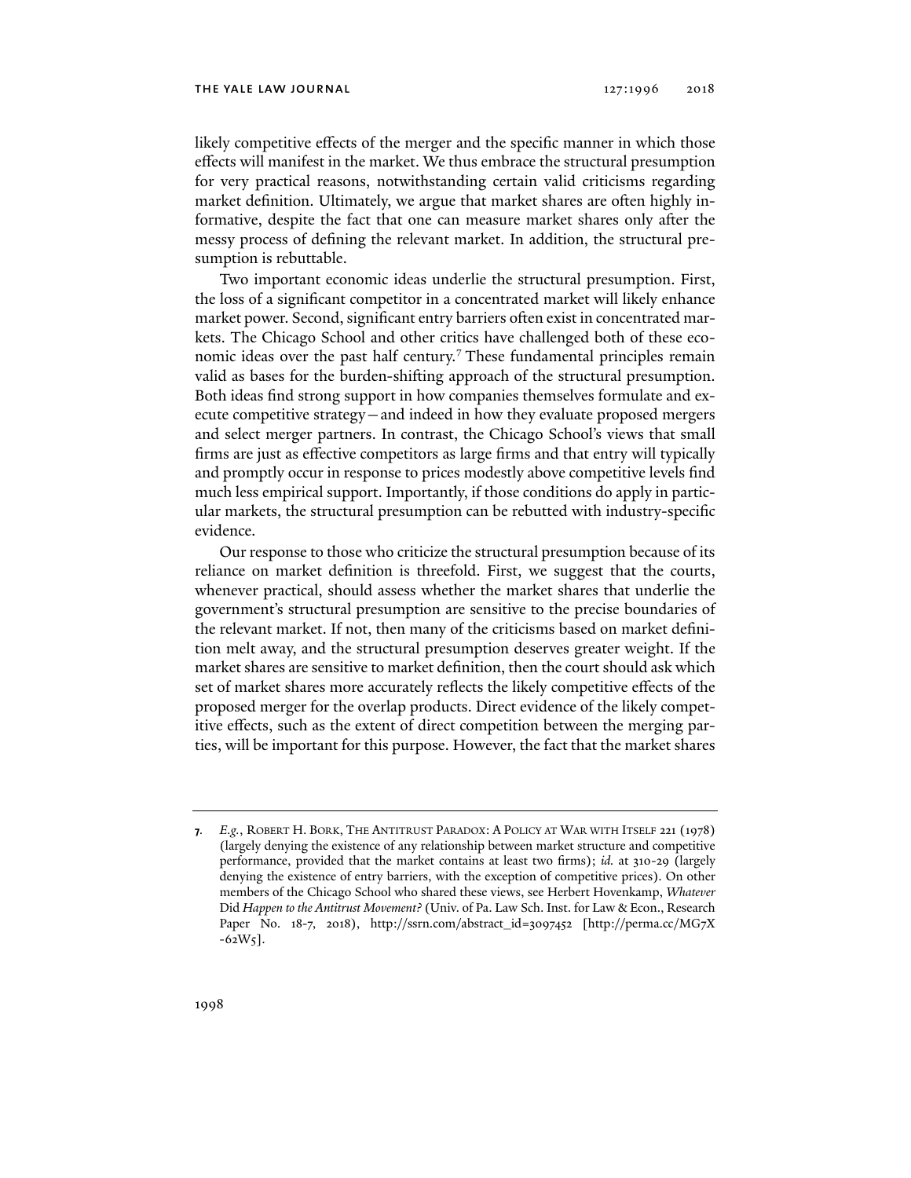likely competitive effects of the merger and the specific manner in which those effects will manifest in the market. We thus embrace the structural presumption for very practical reasons, notwithstanding certain valid criticisms regarding market definition. Ultimately, we argue that market shares are often highly informative, despite the fact that one can measure market shares only after the messy process of defining the relevant market. In addition, the structural presumption is rebuttable.

Two important economic ideas underlie the structural presumption. First, the loss of a significant competitor in a concentrated market will likely enhance market power. Second, significant entry barriers often exist in concentrated markets. The Chicago School and other critics have challenged both of these economic ideas over the past half century.[7] These fundamental principles remain valid as bases for the burden-shifting approach of the structural presumption. Both ideas find strong support in how companies themselves formulate and execute competitive strategy—and indeed in how they evaluate proposed mergers and select merger partners. In contrast, the Chicago School's views that small firms are just as effective competitors as large firms and that entry will typically and promptly occur in response to prices modestly above competitive levels find much less empirical support. Importantly, if those conditions do apply in particular markets, the structural presumption can be rebutted with industry-specific evidence.

Our response to those who criticize the structural presumption because of its reliance on market definition is threefold. First, we suggest that the courts, whenever practical, should assess whether the market shares that underlie the government's structural presumption are sensitive to the precise boundaries of the relevant market. If not, then many of the criticisms based on market definition melt away, and the structural presumption deserves greater weight. If the market shares are sensitive to market definition, then the court should ask which set of market shares more accurately reflects the likely competitive effects of the proposed merger for the overlap products. Direct evidence of the likely competitive effects, such as the extent of direct competition between the merging parties, will be important for this purpose. However, the fact that the market shares

---

7. *E.g.*, Robert H. Bork, The Antitrust Paradox: A Policy at War with Itself 221 (1978) (largely denying the existence of any relationship between market structure and competitive performance, provided that the market contains at least two firms); *id.* at 310-29 (largely denying the existence of entry barriers, with the exception of competitive prices). On other members of the Chicago School who shared these views, see Herbert Hovenkamp, *Whatever* Did *Happen to the Antitrust Movement?* (Univ. of Pa. Law Sch. Inst. for Law & Econ., Research Paper No. 18-7, 2018), http://ssrn.com/abstract_id=3097452 [http://perma.cc/MG7X-62W5].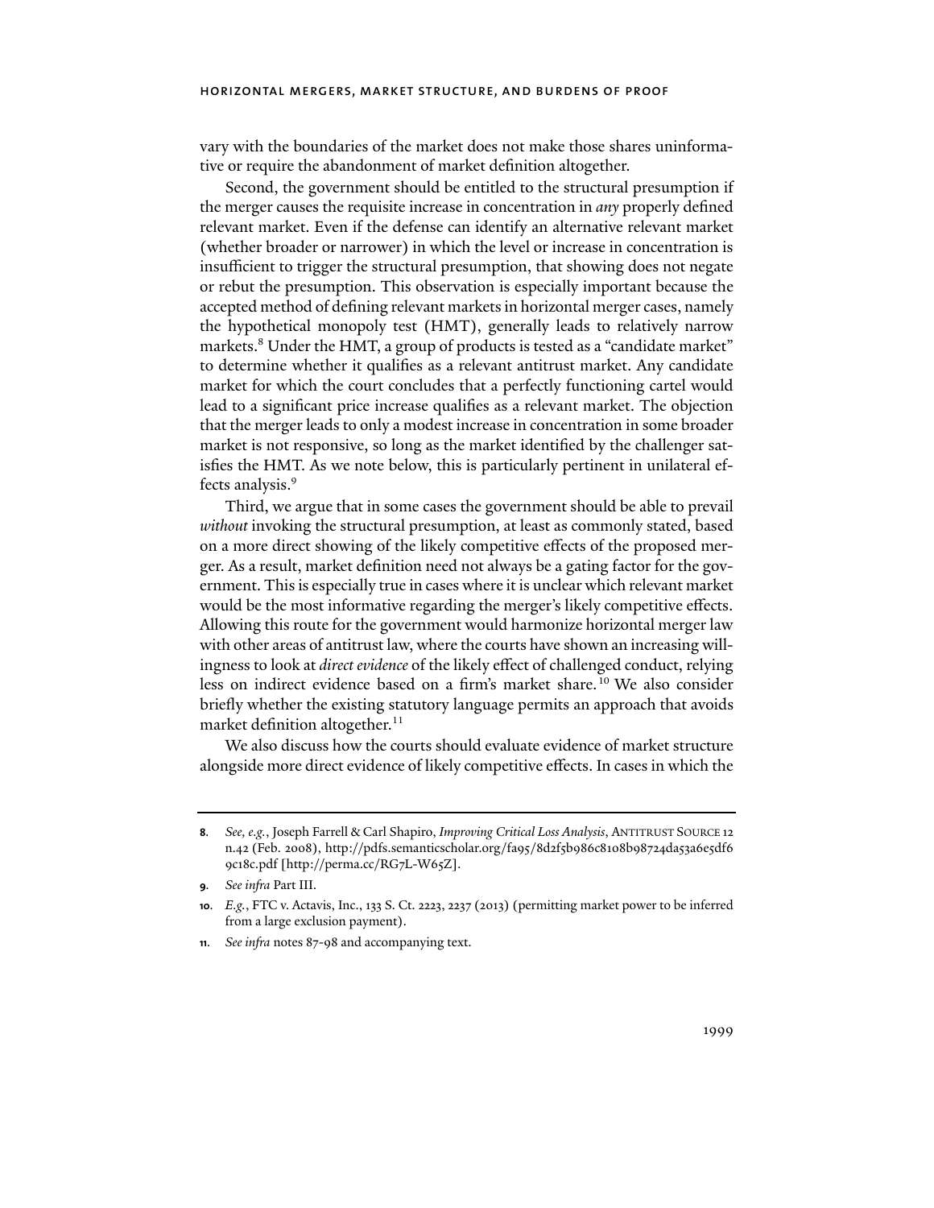vary with the boundaries of the market does not make those shares uninformative or require the abandonment of market definition altogether.

Second, the government should be entitled to the structural presumption if the merger causes the requisite increase in concentration in *any* properly defined relevant market. Even if the defense can identify an alternative relevant market (whether broader or narrower) in which the level or increase in concentration is insufficient to trigger the structural presumption, that showing does not negate or rebut the presumption. This observation is especially important because the accepted method of defining relevant markets in horizontal merger cases, namely the hypothetical monopoly test (HMT), generally leads to relatively narrow markets.[8] Under the HMT, a group of products is tested as a "candidate market" to determine whether it qualifies as a relevant antitrust market. Any candidate market for which the court concludes that a perfectly functioning cartel would lead to a significant price increase qualifies as a relevant market. The objection that the merger leads to only a modest increase in concentration in some broader market is not responsive, so long as the market identified by the challenger satisfies the HMT. As we note below, this is particularly pertinent in unilateral effects analysis.[9]

Third, we argue that in some cases the government should be able to prevail *without* invoking the structural presumption, at least as commonly stated, based on a more direct showing of the likely competitive effects of the proposed merger. As a result, market definition need not always be a gating factor for the government. This is especially true in cases where it is unclear which relevant market would be the most informative regarding the merger's likely competitive effects. Allowing this route for the government would harmonize horizontal merger law with other areas of antitrust law, where the courts have shown an increasing willingness to look at *direct evidence* of the likely effect of challenged conduct, relying less on indirect evidence based on a firm's market share.[10] We also consider briefly whether the existing statutory language permits an approach that avoids market definition altogether.[11]

We also discuss how the courts should evaluate evidence of market structure alongside more direct evidence of likely competitive effects. In cases in which the

---

8. *See, e.g.*, Joseph Farrell & Carl Shapiro, *Improving Critical Loss Analysis*, ANTITRUST SOURCE 12 n.42 (Feb. 2008), http://pdfs.semanticscholar.org/fa95/8d2f5b986c8108b98724da53a6e5df69c18c.pdf [http://perma.cc/RG7L-W65Z].

9. *See infra* Part III.

10. *E.g.*, FTC v. Actavis, Inc., 133 S. Ct. 2223, 2237 (2013) (permitting market power to be inferred from a large exclusion payment).

11. *See infra* notes 87-98 and accompanying text.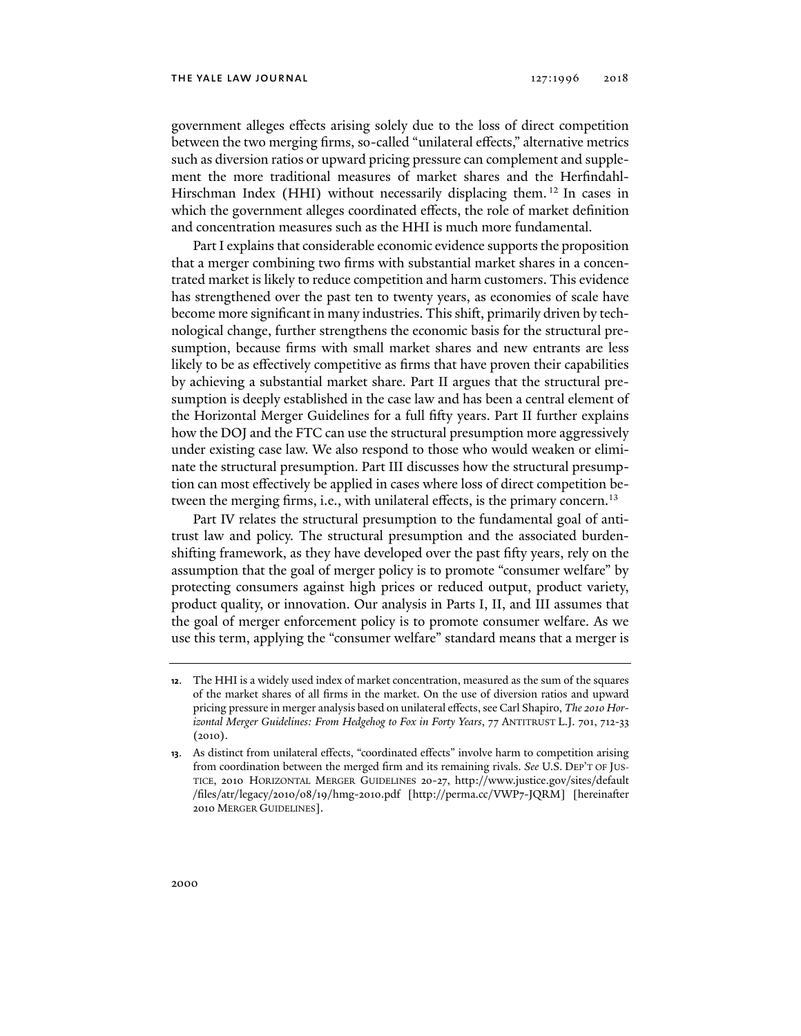government alleges effects arising solely due to the loss of direct competition between the two merging firms, so-called "unilateral effects," alternative metrics such as diversion ratios or upward pricing pressure can complement and supplement the more traditional measures of market shares and the Herfindahl-Hirschman Index (HHI) without necessarily displacing them.[12] In cases in which the government alleges coordinated effects, the role of market definition and concentration measures such as the HHI is much more fundamental.

Part I explains that considerable economic evidence supports the proposition that a merger combining two firms with substantial market shares in a concentrated market is likely to reduce competition and harm customers. This evidence has strengthened over the past ten to twenty years, as economies of scale have become more significant in many industries. This shift, primarily driven by technological change, further strengthens the economic basis for the structural presumption, because firms with small market shares and new entrants are less likely to be as effectively competitive as firms that have proven their capabilities by achieving a substantial market share. Part II argues that the structural presumption is deeply established in the case law and has been a central element of the Horizontal Merger Guidelines for a full fifty years. Part II further explains how the DOJ and the FTC can use the structural presumption more aggressively under existing case law. We also respond to those who would weaken or eliminate the structural presumption. Part III discusses how the structural presumption can most effectively be applied in cases where loss of direct competition between the merging firms, i.e., with unilateral effects, is the primary concern.[13]

Part IV relates the structural presumption to the fundamental goal of antitrust law and policy. The structural presumption and the associated burden-shifting framework, as they have developed over the past fifty years, rely on the assumption that the goal of merger policy is to promote "consumer welfare" by protecting consumers against high prices or reduced output, product variety, product quality, or innovation. Our analysis in Parts I, II, and III assumes that the goal of merger enforcement policy is to promote consumer welfare. As we use this term, applying the "consumer welfare" standard means that a merger is

---

12. The HHI is a widely used index of market concentration, measured as the sum of the squares of the market shares of all firms in the market. On the use of diversion ratios and upward pricing pressure in merger analysis based on unilateral effects, see Carl Shapiro, *The 2010 Horizontal Merger Guidelines: From Hedgehog to Fox in Forty Years*, 77 ANTITRUST L.J. 701, 712-33 (2010).

13. As distinct from unilateral effects, "coordinated effects" involve harm to competition arising from coordination between the merged firm and its remaining rivals. *See* U.S. DEP'T OF JUSTICE, 2010 HORIZONTAL MERGER GUIDELINES 20-27, http://www.justice.gov/sites/default/files/atr/legacy/2010/08/19/hmg-2010.pdf [http://perma.cc/VWP7-JQRM] [hereinafter 2010 MERGER GUIDELINES].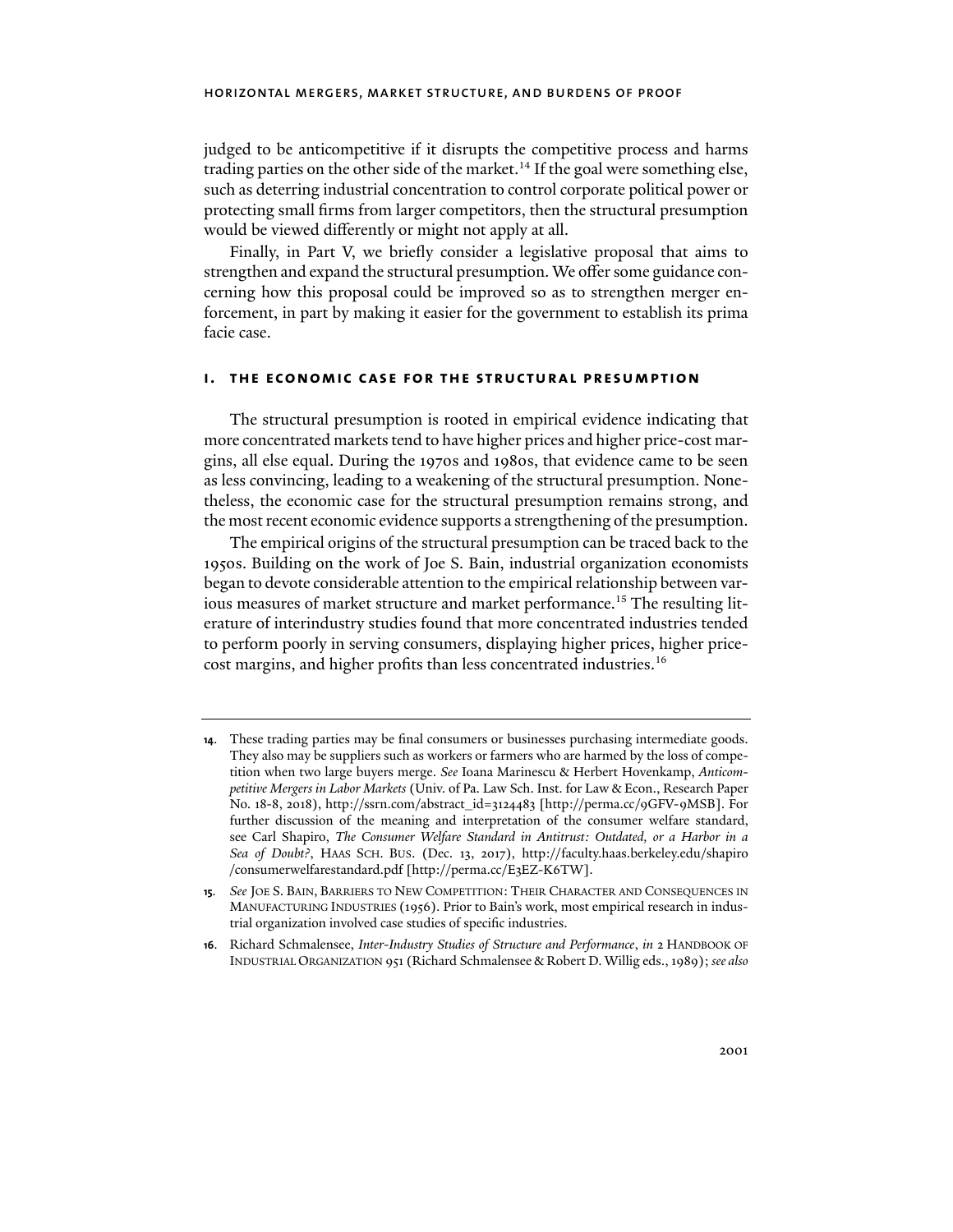judged to be anticompetitive if it disrupts the competitive process and harms trading parties on the other side of the market.[14] If the goal were something else, such as deterring industrial concentration to control corporate political power or protecting small firms from larger competitors, then the structural presumption would be viewed differently or might not apply at all.

Finally, in Part V, we briefly consider a legislative proposal that aims to strengthen and expand the structural presumption. We offer some guidance concerning how this proposal could be improved so as to strengthen merger enforcement, in part by making it easier for the government to establish its prima facie case.

## I. THE ECONOMIC CASE FOR THE STRUCTURAL PRESUMPTION

The structural presumption is rooted in empirical evidence indicating that more concentrated markets tend to have higher prices and higher price-cost margins, all else equal. During the 1970s and 1980s, that evidence came to be seen as less convincing, leading to a weakening of the structural presumption. Nonetheless, the economic case for the structural presumption remains strong, and the most recent economic evidence supports a strengthening of the presumption.

The empirical origins of the structural presumption can be traced back to the 1950s. Building on the work of Joe S. Bain, industrial organization economists began to devote considerable attention to the empirical relationship between various measures of market structure and market performance.[15] The resulting literature of interindustry studies found that more concentrated industries tended to perform poorly in serving consumers, displaying higher prices, higher price-cost margins, and higher profits than less concentrated industries.[16]

---

**14**. These trading parties may be final consumers or businesses purchasing intermediate goods. They also may be suppliers such as workers or farmers who are harmed by the loss of competition when two large buyers merge. *See* Ioana Marinescu & Herbert Hovenkamp, *Anticompetitive Mergers in Labor Markets* (Univ. of Pa. Law Sch. Inst. for Law & Econ., Research Paper No. 18-8, 2018), http://ssrn.com/abstract_id=3124483 [http://perma.cc/9GFV-9MSB]. For further discussion of the meaning and interpretation of the consumer welfare standard, see Carl Shapiro, *The Consumer Welfare Standard in Antitrust: Outdated, or a Harbor in a Sea of Doubt?*, HAAS SCH. BUS. (Dec. 13, 2017), http://faculty.haas.berkeley.edu/shapiro/consumerwelfarestandard.pdf [http://perma.cc/E3EZ-K6TW].

**15**. *See* JOE S. BAIN, BARRIERS TO NEW COMPETITION: THEIR CHARACTER AND CONSEQUENCES IN MANUFACTURING INDUSTRIES (1956). Prior to Bain's work, most empirical research in industrial organization involved case studies of specific industries.

**16**. Richard Schmalensee, *Inter-Industry Studies of Structure and Performance*, *in* 2 HANDBOOK OF INDUSTRIAL ORGANIZATION 951 (Richard Schmalensee & Robert D. Willig eds., 1989); *see also*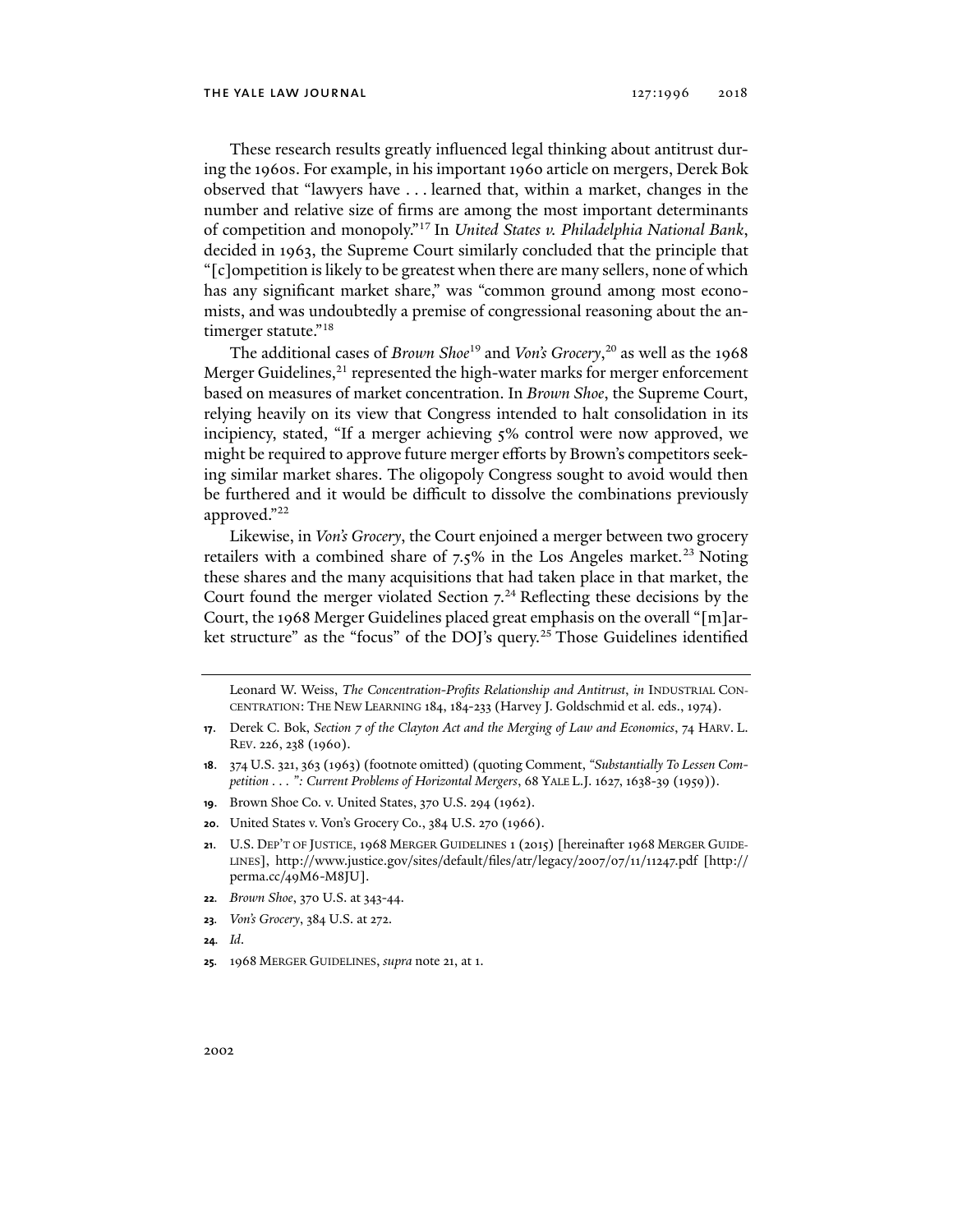These research results greatly influenced legal thinking about antitrust during the 1960s. For example, in his important 1960 article on mergers, Derek Bok observed that "lawyers have . . . learned that, within a market, changes in the number and relative size of firms are among the most important determinants of competition and monopoly."[17] In *United States v. Philadelphia National Bank*, decided in 1963, the Supreme Court similarly concluded that the principle that "[c]ompetition is likely to be greatest when there are many sellers, none of which has any significant market share," was "common ground among most economists, and was undoubtedly a premise of congressional reasoning about the antimerger statute."[18]

The additional cases of *Brown Shoe*[19] and *Von's Grocery*,[20] as well as the 1968 Merger Guidelines,[21] represented the high-water marks for merger enforcement based on measures of market concentration. In *Brown Shoe*, the Supreme Court, relying heavily on its view that Congress intended to halt consolidation in its incipiency, stated, "If a merger achieving 5% control were now approved, we might be required to approve future merger efforts by Brown's competitors seeking similar market shares. The oligopoly Congress sought to avoid would then be furthered and it would be difficult to dissolve the combinations previously approved."[22]

Likewise, in *Von's Grocery*, the Court enjoined a merger between two grocery retailers with a combined share of 7.5% in the Los Angeles market.[23] Noting these shares and the many acquisitions that had taken place in that market, the Court found the merger violated Section 7.[24] Reflecting these decisions by the Court, the 1968 Merger Guidelines placed great emphasis on the overall "[m]arket structure" as the "focus" of the DOJ's query.[25] Those Guidelines identified

---

Leonard W. Weiss, *The Concentration-Profits Relationship and Antitrust*, *in* INDUSTRIAL CONCENTRATION: THE NEW LEARNING 184, 184-233 (Harvey J. Goldschmid et al. eds., 1974).

**17.** Derek C. Bok, *Section 7 of the Clayton Act and the Merging of Law and Economics*, 74 HARV. L. REV. 226, 238 (1960).

**18.** 374 U.S. 321, 363 (1963) (footnote omitted) (quoting Comment, *"Substantially To Lessen Competition . . . ": Current Problems of Horizontal Mergers*, 68 YALE L.J. 1627, 1638-39 (1959)).

**19.** Brown Shoe Co. v. United States, 370 U.S. 294 (1962).

**20.** United States v. Von's Grocery Co., 384 U.S. 270 (1966).

**21.** U.S. DEP'T OF JUSTICE, 1968 MERGER GUIDELINES 1 (2015) [hereinafter 1968 MERGER GUIDELINES], http://www.justice.gov/sites/default/files/atr/legacy/2007/07/11/11247.pdf [http://perma.cc/49M6-M8JU].

**22.** *Brown Shoe*, 370 U.S. at 343-44.

**23.** *Von's Grocery*, 384 U.S. at 272.

**24.** *Id.*

**25.** 1968 MERGER GUIDELINES, *supra* note 21, at 1.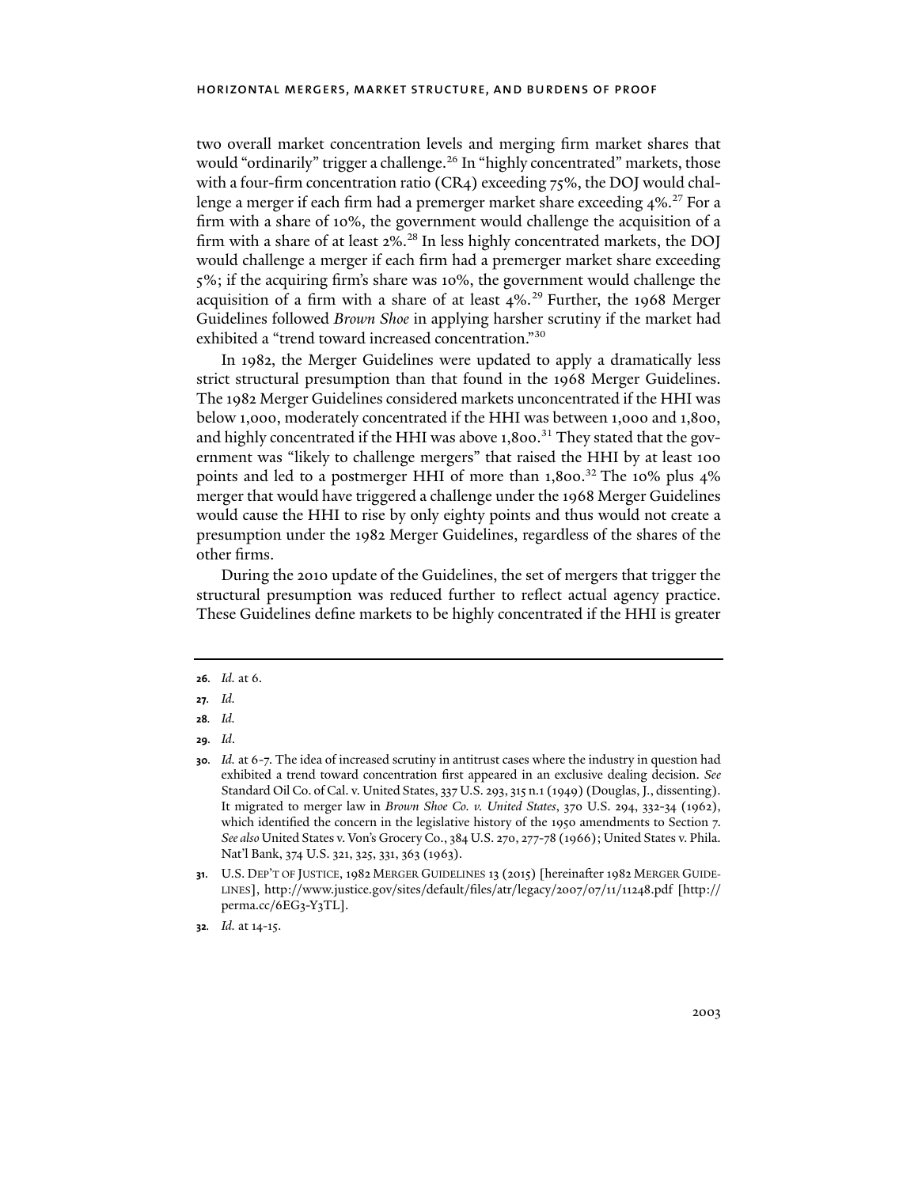two overall market concentration levels and merging firm market shares that would "ordinarily" trigger a challenge.[26] In "highly concentrated" markets, those with a four-firm concentration ratio (CR4) exceeding 75%, the DOJ would challenge a merger if each firm had a premerger market share exceeding 4%.[27] For a firm with a share of 10%, the government would challenge the acquisition of a firm with a share of at least 2%.[28] In less highly concentrated markets, the DOJ would challenge a merger if each firm had a premerger market share exceeding 5%; if the acquiring firm's share was 10%, the government would challenge the acquisition of a firm with a share of at least 4%.[29] Further, the 1968 Merger Guidelines followed *Brown Shoe* in applying harsher scrutiny if the market had exhibited a "trend toward increased concentration."[30]

In 1982, the Merger Guidelines were updated to apply a dramatically less strict structural presumption than that found in the 1968 Merger Guidelines. The 1982 Merger Guidelines considered markets unconcentrated if the HHI was below 1,000, moderately concentrated if the HHI was between 1,000 and 1,800, and highly concentrated if the HHI was above 1,800.[31] They stated that the government was "likely to challenge mergers" that raised the HHI by at least 100 points and led to a postmerger HHI of more than 1,800.[32] The 10% plus 4% merger that would have triggered a challenge under the 1968 Merger Guidelines would cause the HHI to rise by only eighty points and thus would not create a presumption under the 1982 Merger Guidelines, regardless of the shares of the other firms.

During the 2010 update of the Guidelines, the set of mergers that trigger the structural presumption was reduced further to reflect actual agency practice. These Guidelines define markets to be highly concentrated if the HHI is greater

---

**26.** *Id.* at 6.

**27.** *Id.*

**28.** *Id.*

**29.** *Id*.

**30.** *Id.* at 6-7. The idea of increased scrutiny in antitrust cases where the industry in question had exhibited a trend toward concentration first appeared in an exclusive dealing decision. *See* Standard Oil Co. of Cal. v. United States, 337 U.S. 293, 315 n.1 (1949) (Douglas, J., dissenting). It migrated to merger law in *Brown Shoe Co. v. United States*, 370 U.S. 294, 332-34 (1962), which identified the concern in the legislative history of the 1950 amendments to Section 7. *See also* United States v. Von's Grocery Co., 384 U.S. 270, 277-78 (1966); United States v. Phila. Nat'l Bank, 374 U.S. 321, 325, 331, 363 (1963).

**31.** U.S. DEP'T OF JUSTICE, 1982 MERGER GUIDELINES 13 (2015) [hereinafter 1982 MERGER GUIDELINES], http://www.justice.gov/sites/default/files/atr/legacy/2007/07/11/11248.pdf [http://perma.cc/6EG3-Y3TL].

**32.** *Id.* at 14-15.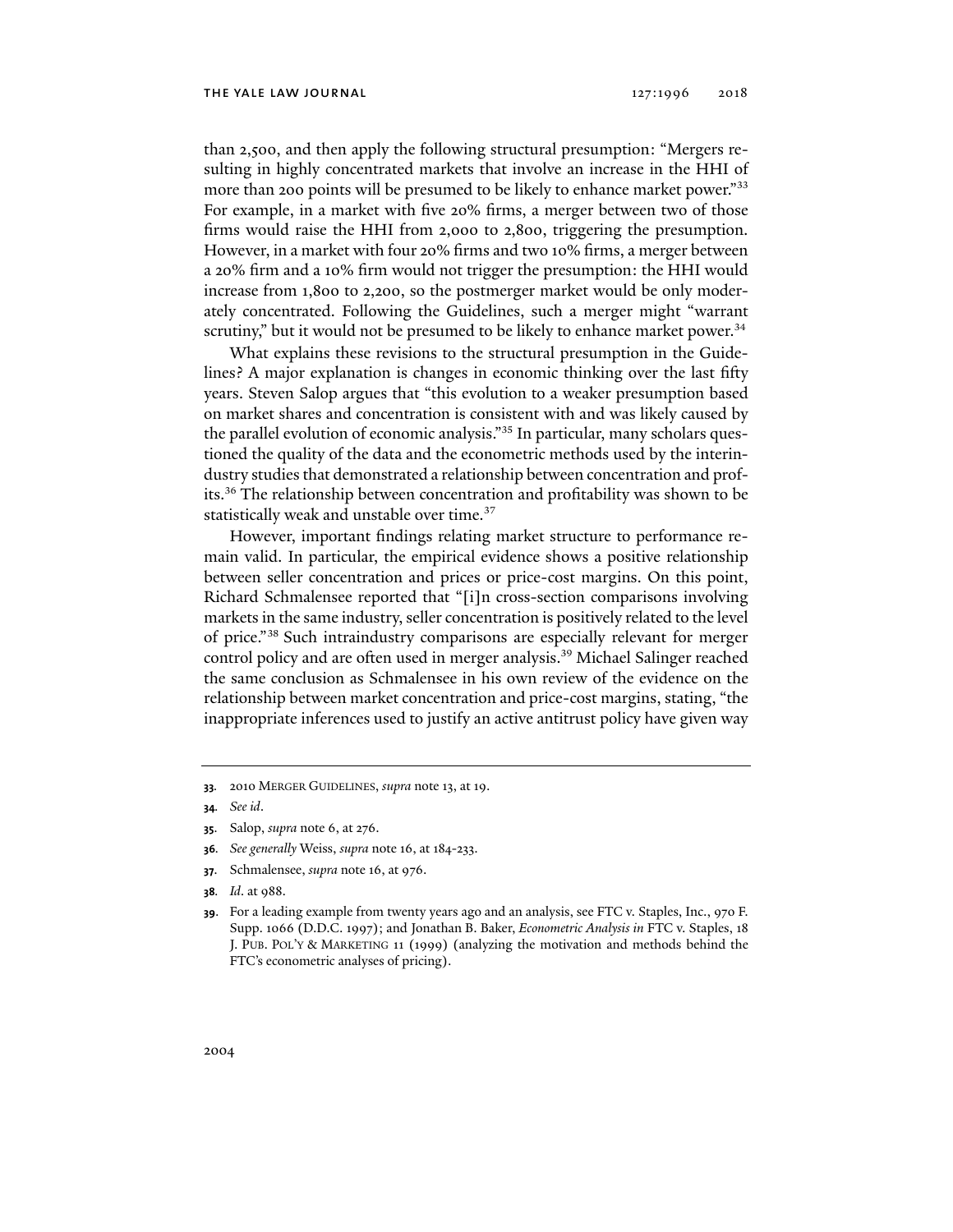than 2,500, and then apply the following structural presumption: "Mergers resulting in highly concentrated markets that involve an increase in the HHI of more than 200 points will be presumed to be likely to enhance market power."[33] For example, in a market with five 20% firms, a merger between two of those firms would raise the HHI from 2,000 to 2,800, triggering the presumption. However, in a market with four 20% firms and two 10% firms, a merger between a 20% firm and a 10% firm would not trigger the presumption: the HHI would increase from 1,800 to 2,200, so the postmerger market would be only moderately concentrated. Following the Guidelines, such a merger might "warrant scrutiny," but it would not be presumed to be likely to enhance market power.[34]

What explains these revisions to the structural presumption in the Guidelines? A major explanation is changes in economic thinking over the last fifty years. Steven Salop argues that "this evolution to a weaker presumption based on market shares and concentration is consistent with and was likely caused by the parallel evolution of economic analysis."[35] In particular, many scholars questioned the quality of the data and the econometric methods used by the interindustry studies that demonstrated a relationship between concentration and profits.[36] The relationship between concentration and profitability was shown to be statistically weak and unstable over time.[37]

However, important findings relating market structure to performance remain valid. In particular, the empirical evidence shows a positive relationship between seller concentration and prices or price-cost margins. On this point, Richard Schmalensee reported that "[i]n cross-section comparisons involving markets in the same industry, seller concentration is positively related to the level of price."[38] Such intraindustry comparisons are especially relevant for merger control policy and are often used in merger analysis.[39] Michael Salinger reached the same conclusion as Schmalensee in his own review of the evidence on the relationship between market concentration and price-cost margins, stating, "the inappropriate inferences used to justify an active antitrust policy have given way

---

33. 2010 MERGER GUIDELINES, *supra* note 13, at 19.

34. *See id*.

35. Salop, *supra* note 6, at 276.

36. *See generally* Weiss, *supra* note 16, at 184-233.

37. Schmalensee, *supra* note 16, at 976.

38. *Id*. at 988.

39. For a leading example from twenty years ago and an analysis, see FTC v. Staples, Inc., 970 F. Supp. 1066 (D.D.C. 1997); and Jonathan B. Baker, *Econometric Analysis in* FTC v. Staples, 18 J. PUB. POL'Y & MARKETING 11 (1999) (analyzing the motivation and methods behind the FTC's econometric analyses of pricing).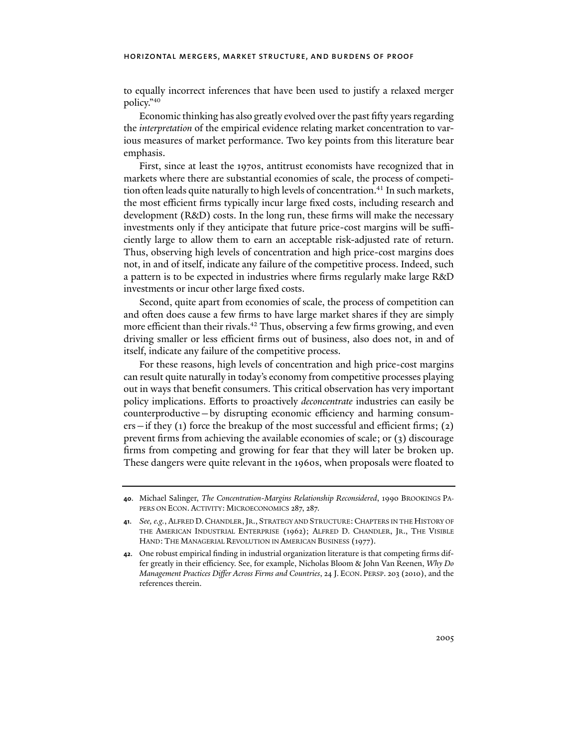to equally incorrect inferences that have been used to justify a relaxed merger policy."[40]

Economic thinking has also greatly evolved over the past fifty years regarding the *interpretation* of the empirical evidence relating market concentration to various measures of market performance. Two key points from this literature bear emphasis.

First, since at least the 1970s, antitrust economists have recognized that in markets where there are substantial economies of scale, the process of competition often leads quite naturally to high levels of concentration.[41] In such markets, the most efficient firms typically incur large fixed costs, including research and development (R&D) costs. In the long run, these firms will make the necessary investments only if they anticipate that future price-cost margins will be sufficiently large to allow them to earn an acceptable risk-adjusted rate of return. Thus, observing high levels of concentration and high price-cost margins does not, in and of itself, indicate any failure of the competitive process. Indeed, such a pattern is to be expected in industries where firms regularly make large R&D investments or incur other large fixed costs.

Second, quite apart from economies of scale, the process of competition can and often does cause a few firms to have large market shares if they are simply more efficient than their rivals.[42] Thus, observing a few firms growing, and even driving smaller or less efficient firms out of business, also does not, in and of itself, indicate any failure of the competitive process.

For these reasons, high levels of concentration and high price-cost margins can result quite naturally in today's economy from competitive processes playing out in ways that benefit consumers. This critical observation has very important policy implications. Efforts to proactively *deconcentrate* industries can easily be counterproductive—by disrupting economic efficiency and harming consumers—if they (1) force the breakup of the most successful and efficient firms; (2) prevent firms from achieving the available economies of scale; or (3) discourage firms from competing and growing for fear that they will later be broken up. These dangers were quite relevant in the 1960s, when proposals were floated to

---

**40.** Michael Salinger, *The Concentration-Margins Relationship Reconsidered*, 1990 BROOKINGS PAPERS ON ECON. ACTIVITY: MICROECONOMICS 287, 287.

**41.** *See, e.g.*, ALFRED D. CHANDLER, JR., STRATEGY AND STRUCTURE: CHAPTERS IN THE HISTORY OF THE AMERICAN INDUSTRIAL ENTERPRISE (1962); ALFRED D. CHANDLER, JR., THE VISIBLE HAND: THE MANAGERIAL REVOLUTION IN AMERICAN BUSINESS (1977).

**42.** One robust empirical finding in industrial organization literature is that competing firms differ greatly in their efficiency. See, for example, Nicholas Bloom & John Van Reenen, *Why Do Management Practices Differ Across Firms and Countries*, 24 J. ECON. PERSP. 203 (2010), and the references therein.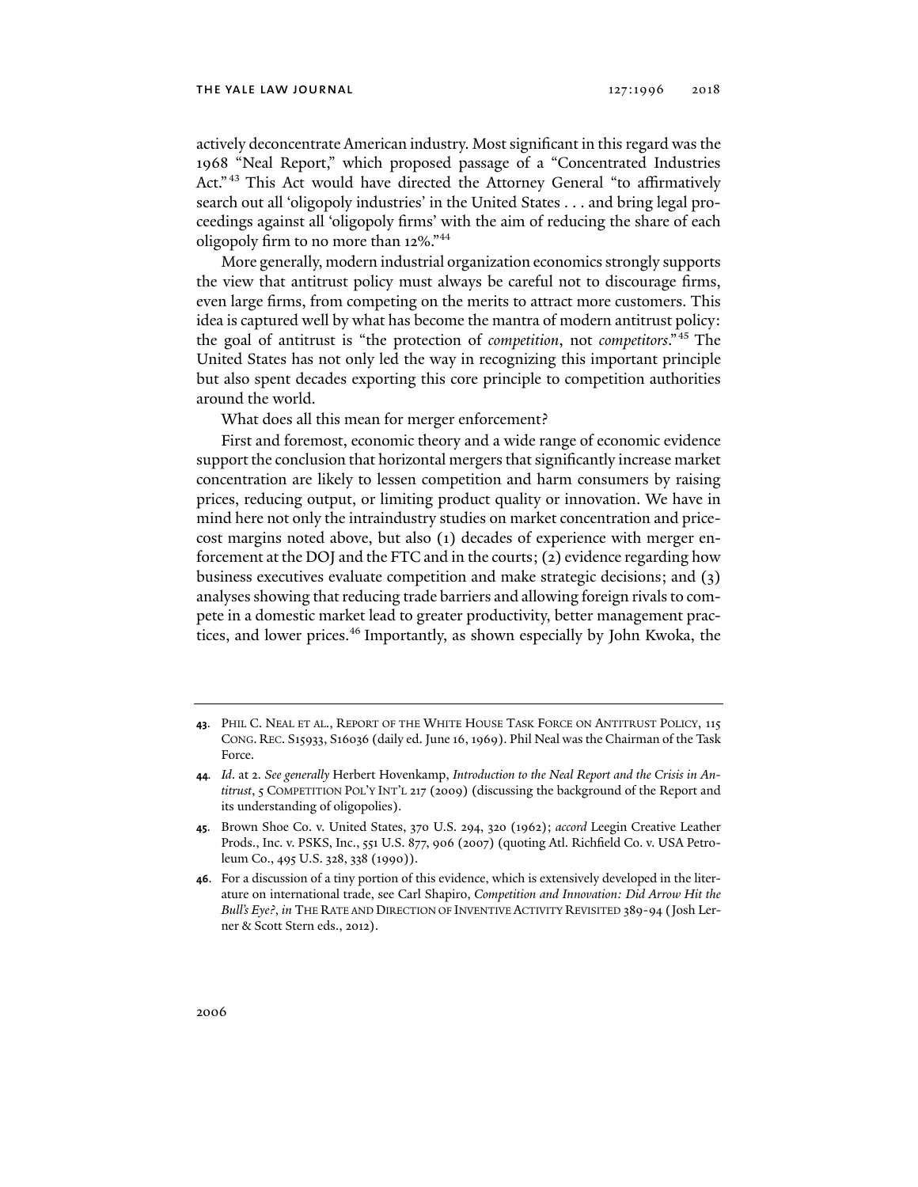actively deconcentrate American industry. Most significant in this regard was the 1968 "Neal Report," which proposed passage of a "Concentrated Industries Act."[43] This Act would have directed the Attorney General "to affirmatively search out all 'oligopoly industries' in the United States . . . and bring legal proceedings against all 'oligopoly firms' with the aim of reducing the share of each oligopoly firm to no more than 12%."[44]

More generally, modern industrial organization economics strongly supports the view that antitrust policy must always be careful not to discourage firms, even large firms, from competing on the merits to attract more customers. This idea is captured well by what has become the mantra of modern antitrust policy: the goal of antitrust is "the protection of *competition*, not *competitors*."[45] The United States has not only led the way in recognizing this important principle but also spent decades exporting this core principle to competition authorities around the world.

What does all this mean for merger enforcement?

First and foremost, economic theory and a wide range of economic evidence support the conclusion that horizontal mergers that significantly increase market concentration are likely to lessen competition and harm consumers by raising prices, reducing output, or limiting product quality or innovation. We have in mind here not only the intraindustry studies on market concentration and price-cost margins noted above, but also (1) decades of experience with merger enforcement at the DOJ and the FTC and in the courts; (2) evidence regarding how business executives evaluate competition and make strategic decisions; and (3) analyses showing that reducing trade barriers and allowing foreign rivals to compete in a domestic market lead to greater productivity, better management practices, and lower prices.[46] Importantly, as shown especially by John Kwoka, the

---

43. Phil C. Neal et al., Report of the White House Task Force on Antitrust Policy, 115 Cong. Rec. S15933, S16036 (daily ed. June 16, 1969). Phil Neal was the Chairman of the Task Force.

44. *Id*. at 2. *See generally* Herbert Hovenkamp, *Introduction to the Neal Report and the Crisis in Antitrust*, 5 Competition Pol'y Int'l 217 (2009) (discussing the background of the Report and its understanding of oligopolies).

45. Brown Shoe Co. v. United States, 370 U.S. 294, 320 (1962); *accord* Leegin Creative Leather Prods., Inc. v. PSKS, Inc., 551 U.S. 877, 906 (2007) (quoting Atl. Richfield Co. v. USA Petroleum Co., 495 U.S. 328, 338 (1990)).

46. For a discussion of a tiny portion of this evidence, which is extensively developed in the literature on international trade, see Carl Shapiro, *Competition and Innovation: Did Arrow Hit the Bull's Eye?*, *in* The Rate and Direction of Inventive Activity Revisited 389-94 (Josh Lerner & Scott Stern eds., 2012).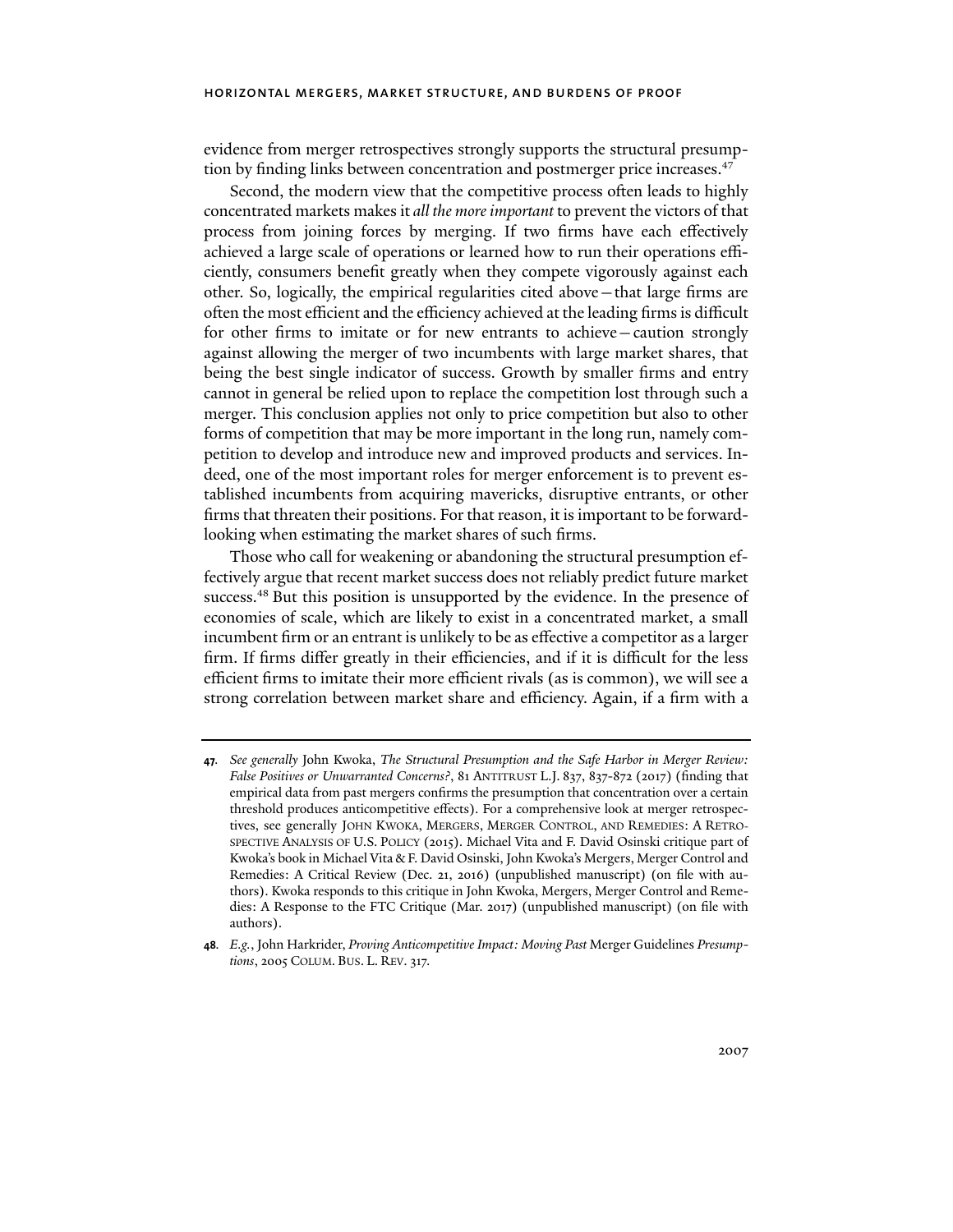evidence from merger retrospectives strongly supports the structural presumption by finding links between concentration and postmerger price increases.[47]

Second, the modern view that the competitive process often leads to highly concentrated markets makes it *all the more important* to prevent the victors of that process from joining forces by merging. If two firms have each effectively achieved a large scale of operations or learned how to run their operations efficiently, consumers benefit greatly when they compete vigorously against each other. So, logically, the empirical regularities cited above—that large firms are often the most efficient and the efficiency achieved at the leading firms is difficult for other firms to imitate or for new entrants to achieve—caution strongly against allowing the merger of two incumbents with large market shares, that being the best single indicator of success. Growth by smaller firms and entry cannot in general be relied upon to replace the competition lost through such a merger. This conclusion applies not only to price competition but also to other forms of competition that may be more important in the long run, namely competition to develop and introduce new and improved products and services. Indeed, one of the most important roles for merger enforcement is to prevent established incumbents from acquiring mavericks, disruptive entrants, or other firms that threaten their positions. For that reason, it is important to be forward-looking when estimating the market shares of such firms.

Those who call for weakening or abandoning the structural presumption effectively argue that recent market success does not reliably predict future market success.[48] But this position is unsupported by the evidence. In the presence of economies of scale, which are likely to exist in a concentrated market, a small incumbent firm or an entrant is unlikely to be as effective a competitor as a larger firm. If firms differ greatly in their efficiencies, and if it is difficult for the less efficient firms to imitate their more efficient rivals (as is common), we will see a strong correlation between market share and efficiency. Again, if a firm with a

---

**47.** *See generally* John Kwoka, *The Structural Presumption and the Safe Harbor in Merger Review: False Positives or Unwarranted Concerns?*, 81 ANTITRUST L.J. 837, 837-872 (2017) (finding that empirical data from past mergers confirms the presumption that concentration over a certain threshold produces anticompetitive effects). For a comprehensive look at merger retrospectives, see generally JOHN KWOKA, MERGERS, MERGER CONTROL, AND REMEDIES: A RETROSPECTIVE ANALYSIS OF U.S. POLICY (2015). Michael Vita and F. David Osinski critique part of Kwoka's book in Michael Vita & F. David Osinski, John Kwoka's Mergers, Merger Control and Remedies: A Critical Review (Dec. 21, 2016) (unpublished manuscript) (on file with authors). Kwoka responds to this critique in John Kwoka, Mergers, Merger Control and Remedies: A Response to the FTC Critique (Mar. 2017) (unpublished manuscript) (on file with authors).

**48.** *E.g.*, John Harkrider, *Proving Anticompetitive Impact: Moving Past* Merger Guidelines *Presumptions*, 2005 COLUM. BUS. L. REV. 317.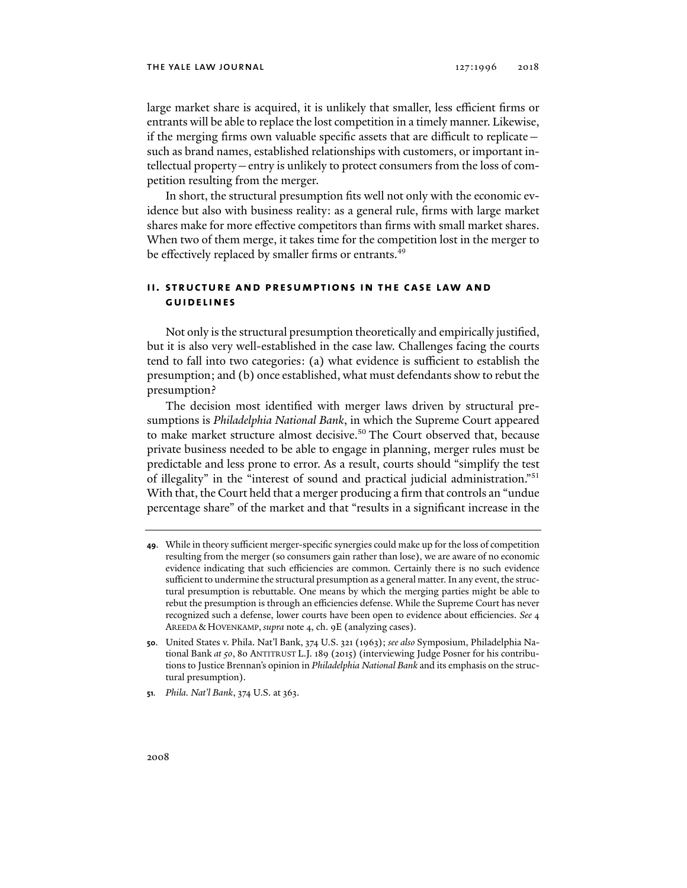large market share is acquired, it is unlikely that smaller, less efficient firms or entrants will be able to replace the lost competition in a timely manner. Likewise, if the merging firms own valuable specific assets that are difficult to replicate—such as brand names, established relationships with customers, or important intellectual property—entry is unlikely to protect consumers from the loss of competition resulting from the merger.

In short, the structural presumption fits well not only with the economic evidence but also with business reality: as a general rule, firms with large market shares make for more effective competitors than firms with small market shares. When two of them merge, it takes time for the competition lost in the merger to be effectively replaced by smaller firms or entrants.[49]

## II. STRUCTURE AND PRESUMPTIONS IN THE CASE LAW AND GUIDELINES

Not only is the structural presumption theoretically and empirically justified, but it is also very well-established in the case law. Challenges facing the courts tend to fall into two categories: (a) what evidence is sufficient to establish the presumption; and (b) once established, what must defendants show to rebut the presumption?

The decision most identified with merger laws driven by structural presumptions is *Philadelphia National Bank*, in which the Supreme Court appeared to make market structure almost decisive.[50] The Court observed that, because private business needed to be able to engage in planning, merger rules must be predictable and less prone to error. As a result, courts should "simplify the test of illegality" in the "interest of sound and practical judicial administration."[51] With that, the Court held that a merger producing a firm that controls an "undue percentage share" of the market and that "results in a significant increase in the

---

49. While in theory sufficient merger-specific synergies could make up for the loss of competition resulting from the merger (so consumers gain rather than lose), we are aware of no economic evidence indicating that such efficiencies are common. Certainly there is no such evidence sufficient to undermine the structural presumption as a general matter. In any event, the structural presumption is rebuttable. One means by which the merging parties might be able to rebut the presumption is through an efficiencies defense. While the Supreme Court has never recognized such a defense, lower courts have been open to evidence about efficiencies. *See* 4 AREEDA & HOVENKAMP, *supra* note 4, ch. 9E (analyzing cases).

50. United States v. Phila. Nat'l Bank, 374 U.S. 321 (1963); *see also* Symposium, Philadelphia National Bank *at 50*, 80 ANTITRUST L.J. 189 (2015) (interviewing Judge Posner for his contributions to Justice Brennan's opinion in *Philadelphia National Bank* and its emphasis on the structural presumption).

51. *Phila. Nat'l Bank*, 374 U.S. at 363.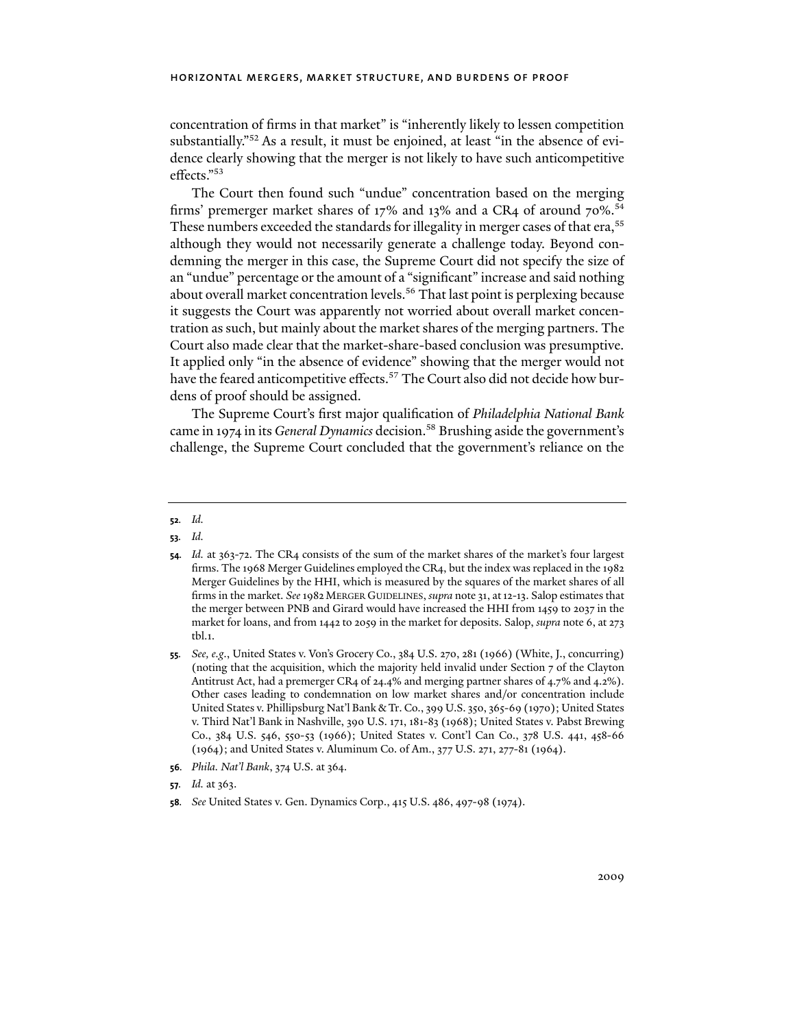concentration of firms in that market" is "inherently likely to lessen competition substantially."[52] As a result, it must be enjoined, at least "in the absence of evidence clearly showing that the merger is not likely to have such anticompetitive effects."[53]

The Court then found such "undue" concentration based on the merging firms' premerger market shares of 17% and 13% and a CR4 of around 70%.[54] These numbers exceeded the standards for illegality in merger cases of that era,[55] although they would not necessarily generate a challenge today. Beyond condemning the merger in this case, the Supreme Court did not specify the size of an "undue" percentage or the amount of a "significant" increase and said nothing about overall market concentration levels.[56] That last point is perplexing because it suggests the Court was apparently not worried about overall market concentration as such, but mainly about the market shares of the merging partners. The Court also made clear that the market-share-based conclusion was presumptive. It applied only "in the absence of evidence" showing that the merger would not have the feared anticompetitive effects.[57] The Court also did not decide how burdens of proof should be assigned.

The Supreme Court's first major qualification of *Philadelphia National Bank* came in 1974 in its *General Dynamics* decision.[58] Brushing aside the government's challenge, the Supreme Court concluded that the government's reliance on the

---

**52.** *Id.*

**53.** *Id.*

**54.** *Id.* at 363-72. The CR4 consists of the sum of the market shares of the market's four largest firms. The 1968 Merger Guidelines employed the CR4, but the index was replaced in the 1982 Merger Guidelines by the HHI, which is measured by the squares of the market shares of all firms in the market. *See* 1982 MERGER GUIDELINES, *supra* note 31, at 12-13. Salop estimates that the merger between PNB and Girard would have increased the HHI from 1459 to 2037 in the market for loans, and from 1442 to 2059 in the market for deposits. Salop, *supra* note 6, at 273 tbl.1.

**55.** *See, e.g.*, United States v. Von's Grocery Co., 384 U.S. 270, 281 (1966) (White, J., concurring) (noting that the acquisition, which the majority held invalid under Section 7 of the Clayton Antitrust Act, had a premerger CR4 of 24.4% and merging partner shares of 4.7% and 4.2%). Other cases leading to condemnation on low market shares and/or concentration include United States v. Phillipsburg Nat'l Bank & Tr. Co., 399 U.S. 350, 365-69 (1970); United States v. Third Nat'l Bank in Nashville, 390 U.S. 171, 181-83 (1968); United States v. Pabst Brewing Co., 384 U.S. 546, 550-53 (1966); United States v. Cont'l Can Co., 378 U.S. 441, 458-66 (1964); and United States v. Aluminum Co. of Am., 377 U.S. 271, 277-81 (1964).

**56.** *Phila. Nat'l Bank*, 374 U.S. at 364.

**57.** *Id.* at 363.

**58.** *See* United States v. Gen. Dynamics Corp., 415 U.S. 486, 497-98 (1974).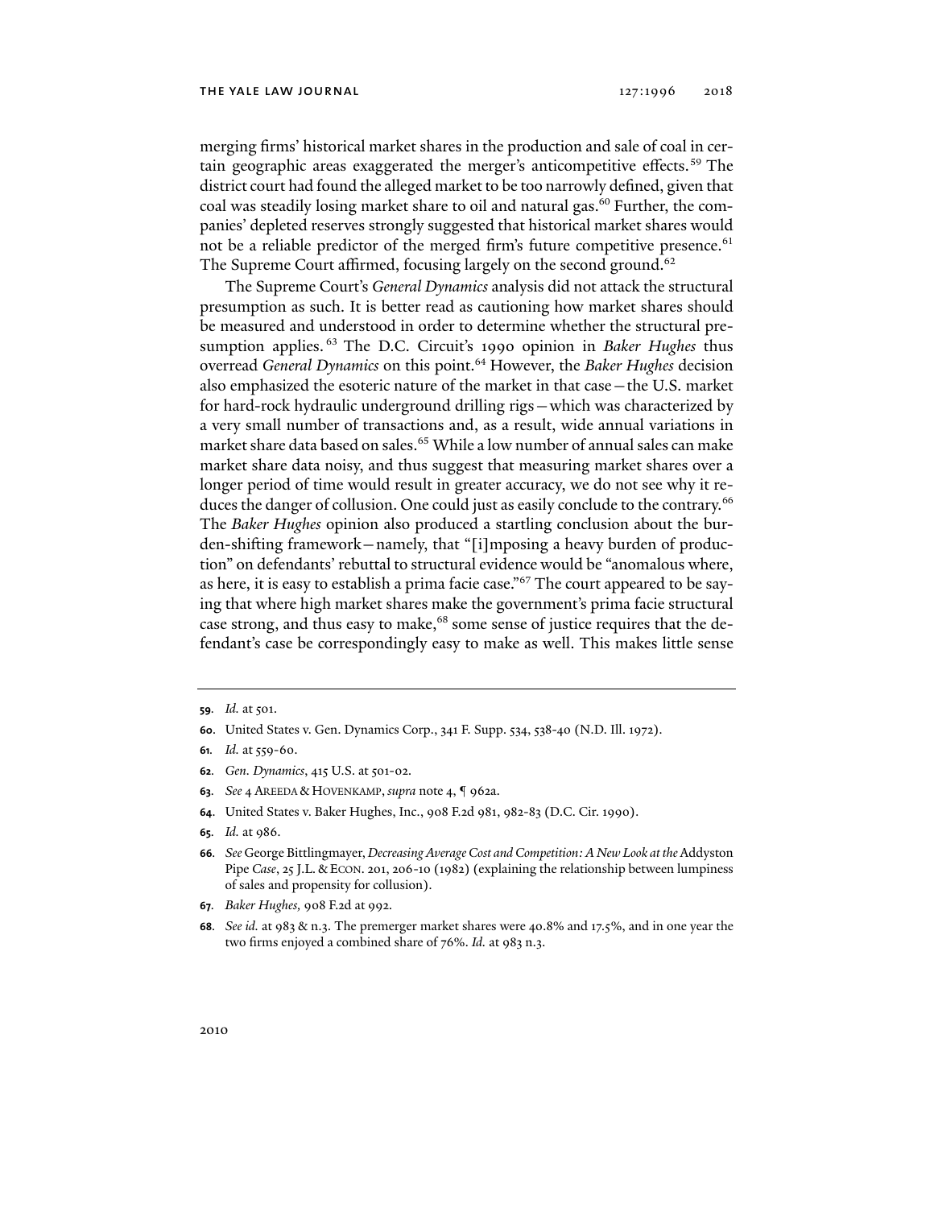merging firms' historical market shares in the production and sale of coal in certain geographic areas exaggerated the merger's anticompetitive effects.[59] The district court had found the alleged market to be too narrowly defined, given that coal was steadily losing market share to oil and natural gas.[60] Further, the companies' depleted reserves strongly suggested that historical market shares would not be a reliable predictor of the merged firm's future competitive presence.[61] The Supreme Court affirmed, focusing largely on the second ground.[62]

The Supreme Court's *General Dynamics* analysis did not attack the structural presumption as such. It is better read as cautioning how market shares should be measured and understood in order to determine whether the structural presumption applies.[63] The D.C. Circuit's 1990 opinion in *Baker Hughes* thus overread *General Dynamics* on this point.[64] However, the *Baker Hughes* decision also emphasized the esoteric nature of the market in that case—the U.S. market for hard-rock hydraulic underground drilling rigs—which was characterized by a very small number of transactions and, as a result, wide annual variations in market share data based on sales.[65] While a low number of annual sales can make market share data noisy, and thus suggest that measuring market shares over a longer period of time would result in greater accuracy, we do not see why it reduces the danger of collusion. One could just as easily conclude to the contrary.[66] The *Baker Hughes* opinion also produced a startling conclusion about the burden-shifting framework—namely, that "[i]mposing a heavy burden of production" on defendants' rebuttal to structural evidence would be "anomalous where, as here, it is easy to establish a prima facie case."[67] The court appeared to be saying that where high market shares make the government's prima facie structural case strong, and thus easy to make,[68] some sense of justice requires that the defendant's case be correspondingly easy to make as well. This makes little sense

---

**59.** *Id.* at 501.

**60.** United States v. Gen. Dynamics Corp., 341 F. Supp. 534, 538-40 (N.D. Ill. 1972).

**61.** *Id.* at 559-60.

**62.** *Gen. Dynamics*, 415 U.S. at 501-02.

**63.** *See* 4 AREEDA & HOVENKAMP, *supra* note 4, ¶ 962a.

**64.** United States v. Baker Hughes, Inc., 908 F.2d 981, 982-83 (D.C. Cir. 1990).

**65.** *Id.* at 986.

**66.** *See* George Bittlingmayer, *Decreasing Average Cost and Competition: A New Look at the* Addyston Pipe *Case*, 25 J.L. & ECON. 201, 206-10 (1982) (explaining the relationship between lumpiness of sales and propensity for collusion).

**67.** *Baker Hughes,* 908 F.2d at 992.

**68.** *See id.* at 983 & n.3. The premerger market shares were 40.8% and 17.5%, and in one year the two firms enjoyed a combined share of 76%. *Id.* at 983 n.3.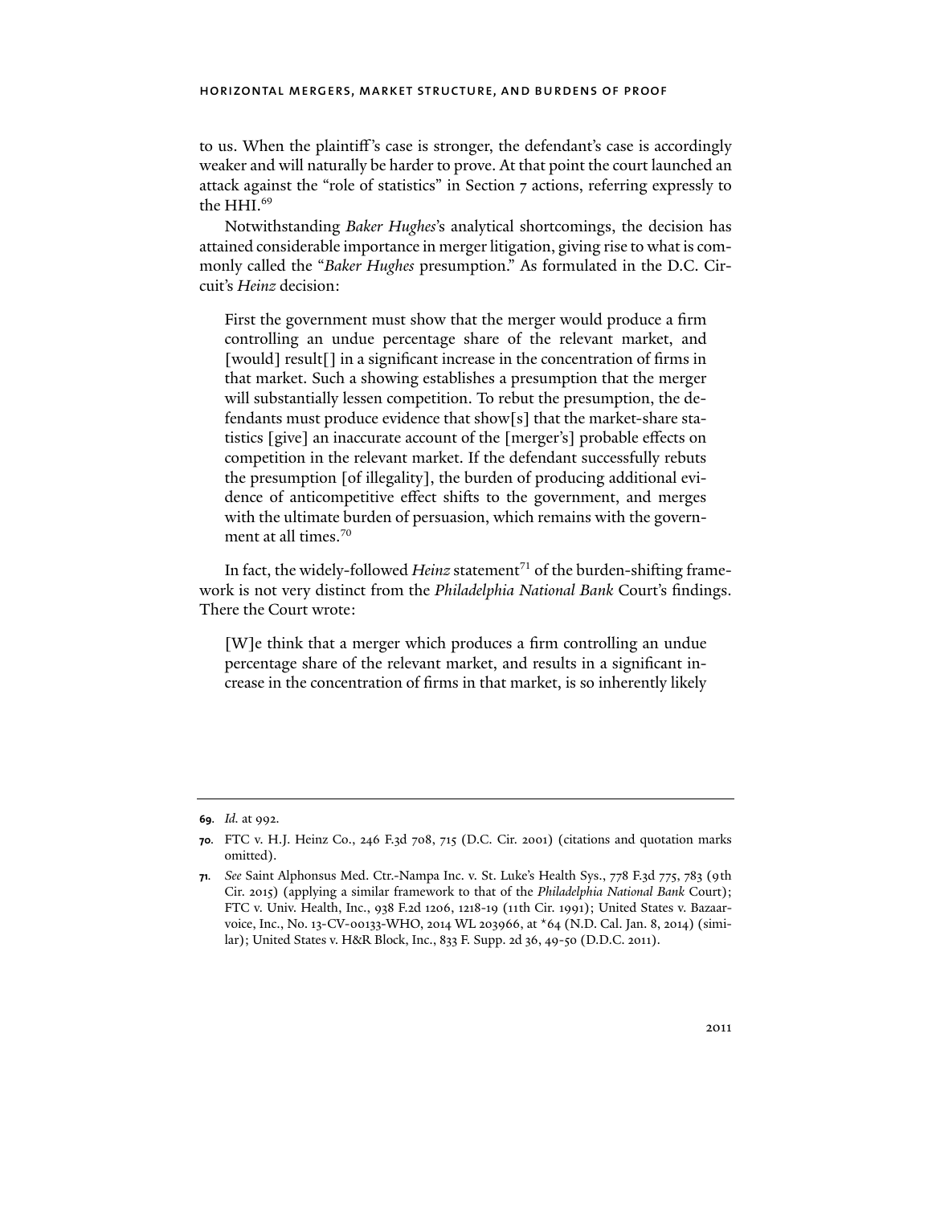to us. When the plaintiff's case is stronger, the defendant's case is accordingly weaker and will naturally be harder to prove. At that point the court launched an attack against the "role of statistics" in Section 7 actions, referring expressly to the HHI.[69]

Notwithstanding *Baker Hughes*'s analytical shortcomings, the decision has attained considerable importance in merger litigation, giving rise to what is commonly called the "*Baker Hughes* presumption." As formulated in the D.C. Circuit's *Heinz* decision:

> First the government must show that the merger would produce a firm controlling an undue percentage share of the relevant market, and [would] result[] in a significant increase in the concentration of firms in that market. Such a showing establishes a presumption that the merger will substantially lessen competition. To rebut the presumption, the defendants must produce evidence that show[s] that the market-share statistics [give] an inaccurate account of the [merger's] probable effects on competition in the relevant market. If the defendant successfully rebuts the presumption [of illegality], the burden of producing additional evidence of anticompetitive effect shifts to the government, and merges with the ultimate burden of persuasion, which remains with the government at all times.[70]

In fact, the widely-followed *Heinz* statement[71] of the burden-shifting framework is not very distinct from the *Philadelphia National Bank* Court's findings. There the Court wrote:

> [W]e think that a merger which produces a firm controlling an undue percentage share of the relevant market, and results in a significant increase in the concentration of firms in that market, is so inherently likely

---

**69**. *Id.* at 992.

**70**. FTC v. H.J. Heinz Co., 246 F.3d 708, 715 (D.C. Cir. 2001) (citations and quotation marks omitted).

**71**. *See* Saint Alphonsus Med. Ctr.-Nampa Inc. v. St. Luke's Health Sys., 778 F.3d 775, 783 (9th Cir. 2015) (applying a similar framework to that of the *Philadelphia National Bank* Court); FTC v. Univ. Health, Inc., 938 F.2d 1206, 1218-19 (11th Cir. 1991); United States v. Bazaarvoice, Inc., No. 13-CV-00133-WHO, 2014 WL 203966, at *64 (N.D. Cal. Jan. 8, 2014) (similar); United States v. H&R Block, Inc., 833 F. Supp. 2d 36, 49-50 (D.D.C. 2011).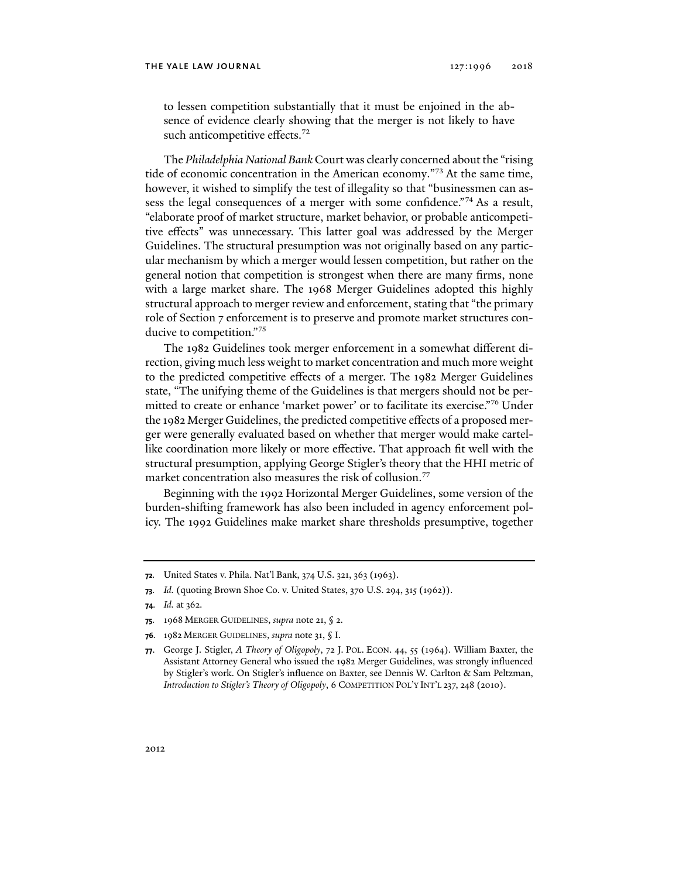to lessen competition substantially that it must be enjoined in the absence of evidence clearly showing that the merger is not likely to have such anticompetitive effects.[72]

The *Philadelphia National Bank* Court was clearly concerned about the "rising tide of economic concentration in the American economy."[73] At the same time, however, it wished to simplify the test of illegality so that "businessmen can assess the legal consequences of a merger with some confidence."[74] As a result, "elaborate proof of market structure, market behavior, or probable anticompetitive effects" was unnecessary. This latter goal was addressed by the Merger Guidelines. The structural presumption was not originally based on any particular mechanism by which a merger would lessen competition, but rather on the general notion that competition is strongest when there are many firms, none with a large market share. The 1968 Merger Guidelines adopted this highly structural approach to merger review and enforcement, stating that "the primary role of Section 7 enforcement is to preserve and promote market structures conducive to competition."[75]

The 1982 Guidelines took merger enforcement in a somewhat different direction, giving much less weight to market concentration and much more weight to the predicted competitive effects of a merger. The 1982 Merger Guidelines state, "The unifying theme of the Guidelines is that mergers should not be permitted to create or enhance 'market power' or to facilitate its exercise."[76] Under the 1982 Merger Guidelines, the predicted competitive effects of a proposed merger were generally evaluated based on whether that merger would make cartel-like coordination more likely or more effective. That approach fit well with the structural presumption, applying George Stigler's theory that the HHI metric of market concentration also measures the risk of collusion.[77]

Beginning with the 1992 Horizontal Merger Guidelines, some version of the burden-shifting framework has also been included in agency enforcement policy. The 1992 Guidelines make market share thresholds presumptive, together

---

**72.** United States v. Phila. Nat'l Bank, 374 U.S. 321, 363 (1963).

**73.** *Id.* (quoting Brown Shoe Co. v. United States, 370 U.S. 294, 315 (1962)).

**74.** *Id.* at 362.

**75.** 1968 MERGER GUIDELINES, *supra* note 21, § 2.

**76.** 1982 MERGER GUIDELINES, *supra* note 31, § I.

**77.** George J. Stigler, *A Theory of Oligopoly*, 72 J. POL. ECON. 44, 55 (1964). William Baxter, the Assistant Attorney General who issued the 1982 Merger Guidelines, was strongly influenced by Stigler's work. On Stigler's influence on Baxter, see Dennis W. Carlton & Sam Peltzman, *Introduction to Stigler's Theory of Oligopoly*, 6 COMPETITION POL'Y INT'L 237, 248 (2010).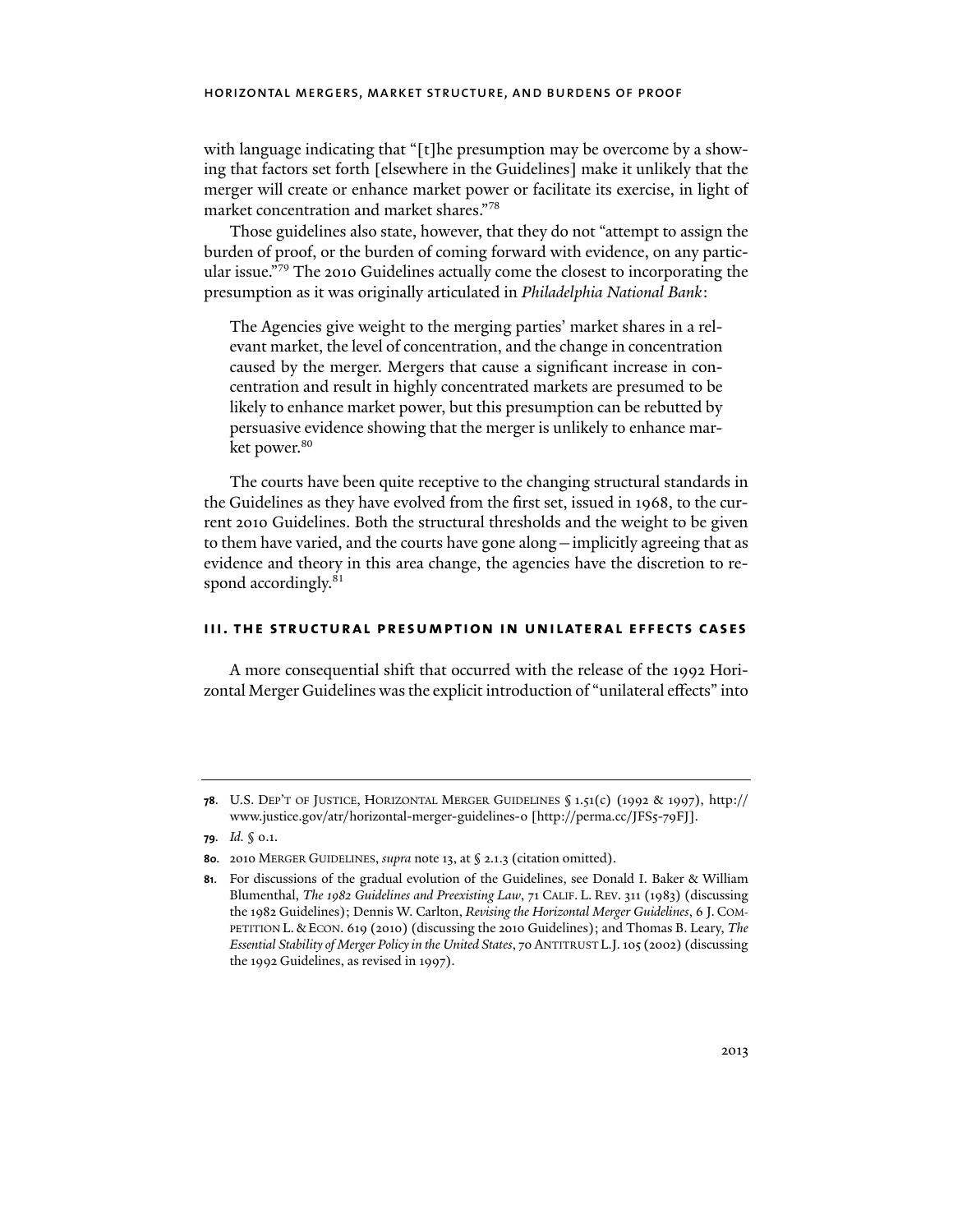with language indicating that "[t]he presumption may be overcome by a showing that factors set forth [elsewhere in the Guidelines] make it unlikely that the merger will create or enhance market power or facilitate its exercise, in light of market concentration and market shares."[78]

Those guidelines also state, however, that they do not "attempt to assign the burden of proof, or the burden of coming forward with evidence, on any particular issue."[79] The 2010 Guidelines actually come the closest to incorporating the presumption as it was originally articulated in *Philadelphia National Bank*:

> The Agencies give weight to the merging parties' market shares in a relevant market, the level of concentration, and the change in concentration caused by the merger. Mergers that cause a significant increase in concentration and result in highly concentrated markets are presumed to be likely to enhance market power, but this presumption can be rebutted by persuasive evidence showing that the merger is unlikely to enhance market power.[80]

The courts have been quite receptive to the changing structural standards in the Guidelines as they have evolved from the first set, issued in 1968, to the current 2010 Guidelines. Both the structural thresholds and the weight to be given to them have varied, and the courts have gone along—implicitly agreeing that as evidence and theory in this area change, the agencies have the discretion to respond accordingly.[81]

## III. THE STRUCTURAL PRESUMPTION IN UNILATERAL EFFECTS CASES

A more consequential shift that occurred with the release of the 1992 Horizontal Merger Guidelines was the explicit introduction of "unilateral effects" into

---

**78.** U.S. DEP'T OF JUSTICE, HORIZONTAL MERGER GUIDELINES § 1.51(c) (1992 & 1997), http://www.justice.gov/atr/horizontal-merger-guidelines-0 [http://perma.cc/JFS5-79FJ].

**79.** *Id.* § 0.1.

**80.** 2010 MERGER GUIDELINES, *supra* note 13, at § 2.1.3 (citation omitted).

**81.** For discussions of the gradual evolution of the Guidelines, see Donald I. Baker & William Blumenthal, *The 1982 Guidelines and Preexisting Law*, 71 CALIF. L. REV. 311 (1983) (discussing the 1982 Guidelines); Dennis W. Carlton, *Revising the Horizontal Merger Guidelines*, 6 J. COMPETITION L. & ECON. 619 (2010) (discussing the 2010 Guidelines); and Thomas B. Leary, *The Essential Stability of Merger Policy in the United States*, 70 ANTITRUST L.J. 105 (2002) (discussing the 1992 Guidelines, as revised in 1997).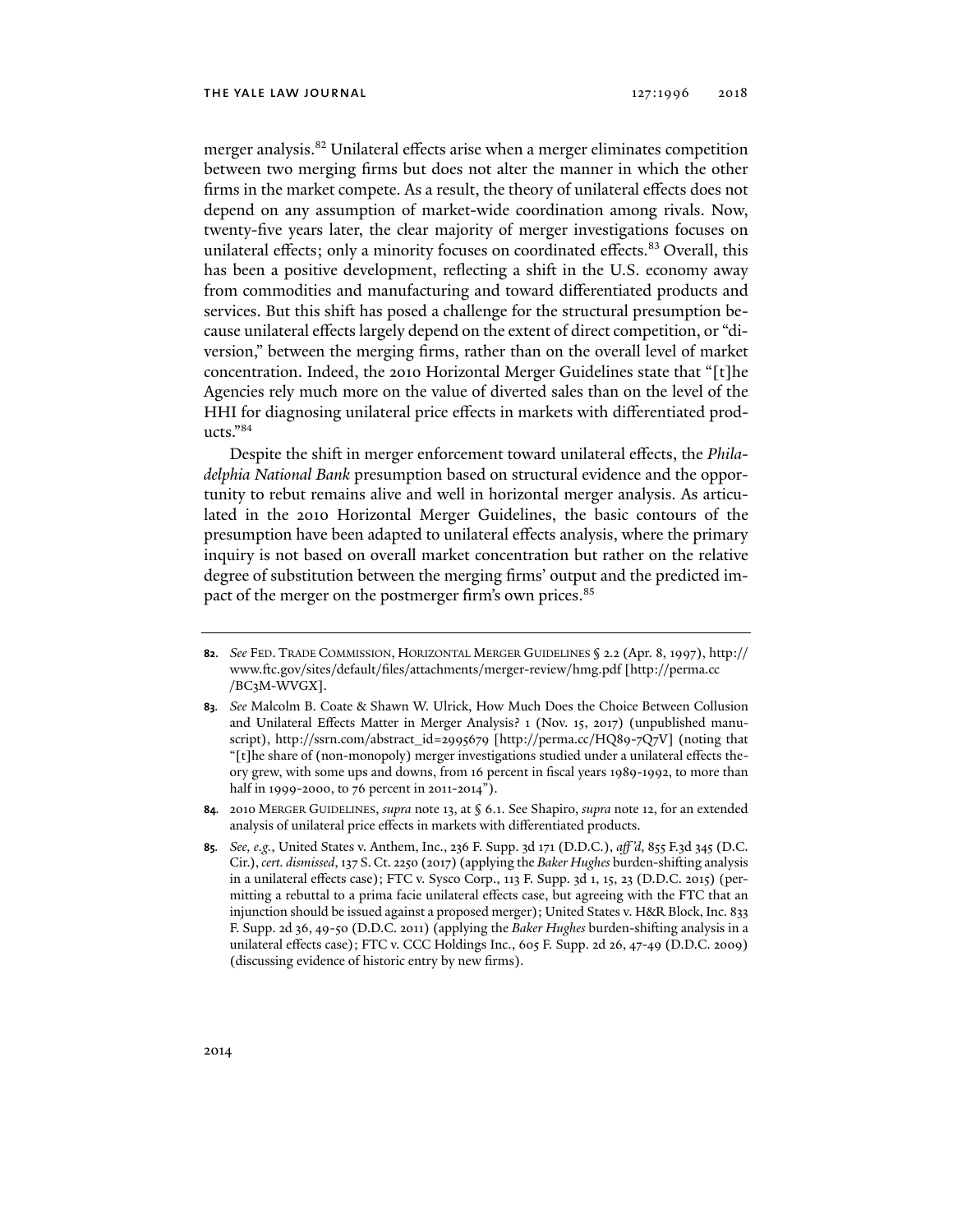merger analysis.[82] Unilateral effects arise when a merger eliminates competition between two merging firms but does not alter the manner in which the other firms in the market compete. As a result, the theory of unilateral effects does not depend on any assumption of market-wide coordination among rivals. Now, twenty-five years later, the clear majority of merger investigations focuses on unilateral effects; only a minority focuses on coordinated effects.[83] Overall, this has been a positive development, reflecting a shift in the U.S. economy away from commodities and manufacturing and toward differentiated products and services. But this shift has posed a challenge for the structural presumption because unilateral effects largely depend on the extent of direct competition, or "diversion," between the merging firms, rather than on the overall level of market concentration. Indeed, the 2010 Horizontal Merger Guidelines state that "[t]he Agencies rely much more on the value of diverted sales than on the level of the HHI for diagnosing unilateral price effects in markets with differentiated products."[84]

Despite the shift in merger enforcement toward unilateral effects, the *Philadelphia National Bank* presumption based on structural evidence and the opportunity to rebut remains alive and well in horizontal merger analysis. As articulated in the 2010 Horizontal Merger Guidelines, the basic contours of the presumption have been adapted to unilateral effects analysis, where the primary inquiry is not based on overall market concentration but rather on the relative degree of substitution between the merging firms' output and the predicted impact of the merger on the postmerger firm's own prices.[85]

---

**82.** *See* FED. TRADE COMMISSION, HORIZONTAL MERGER GUIDELINES § 2.2 (Apr. 8, 1997), http://www.ftc.gov/sites/default/files/attachments/merger-review/hmg.pdf [http://perma.cc/BC3M-WVGX].

**83.** *See* Malcolm B. Coate & Shawn W. Ulrick, How Much Does the Choice Between Collusion and Unilateral Effects Matter in Merger Analysis? 1 (Nov. 15, 2017) (unpublished manuscript), http://ssrn.com/abstract_id=2995679 [http://perma.cc/HQ89-7Q7V] (noting that "[t]he share of (non-monopoly) merger investigations studied under a unilateral effects theory grew, with some ups and downs, from 16 percent in fiscal years 1989-1992, to more than half in 1999-2000, to 76 percent in 2011-2014").

**84.** 2010 MERGER GUIDELINES, *supra* note 13, at § 6.1. See Shapiro, *supra* note 12, for an extended analysis of unilateral price effects in markets with differentiated products.

**85.** *See, e.g.*, United States v. Anthem, Inc., 236 F. Supp. 3d 171 (D.D.C.), *aff'd*, 855 F.3d 345 (D.C. Cir.), *cert. dismissed*, 137 S. Ct. 2250 (2017) (applying the *Baker Hughes* burden-shifting analysis in a unilateral effects case); FTC v. Sysco Corp., 113 F. Supp. 3d 1, 15, 23 (D.D.C. 2015) (permitting a rebuttal to a prima facie unilateral effects case, but agreeing with the FTC that an injunction should be issued against a proposed merger); United States v. H&R Block, Inc. 833 F. Supp. 2d 36, 49-50 (D.D.C. 2011) (applying the *Baker Hughes* burden-shifting analysis in a unilateral effects case); FTC v. CCC Holdings Inc., 605 F. Supp. 2d 26, 47-49 (D.D.C. 2009) (discussing evidence of historic entry by new firms).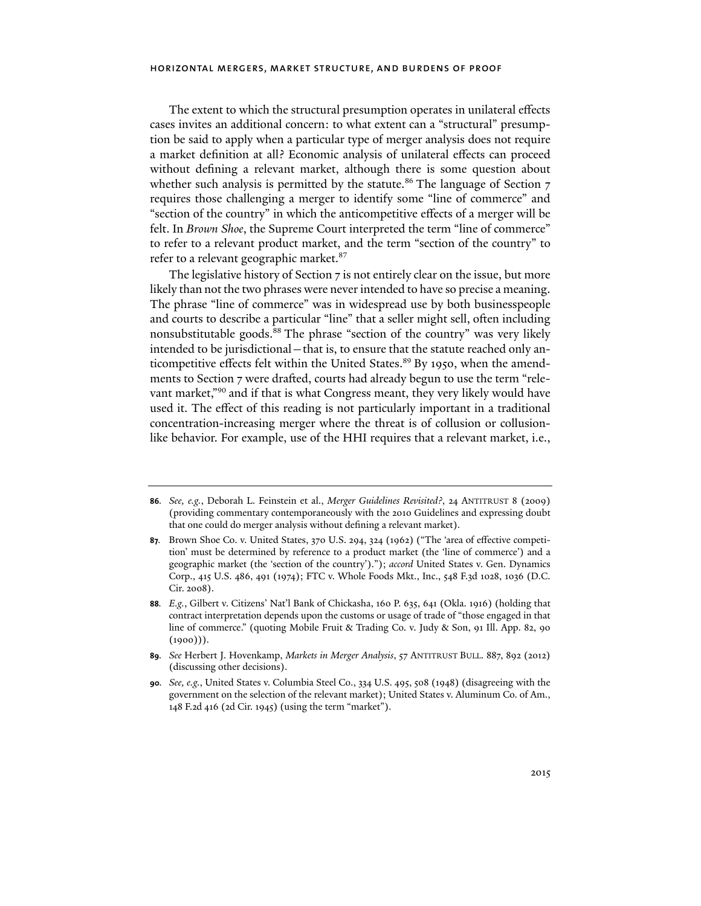The extent to which the structural presumption operates in unilateral effects cases invites an additional concern: to what extent can a "structural" presumption be said to apply when a particular type of merger analysis does not require a market definition at all? Economic analysis of unilateral effects can proceed without defining a relevant market, although there is some question about whether such analysis is permitted by the statute.[86] The language of Section 7 requires those challenging a merger to identify some "line of commerce" and "section of the country" in which the anticompetitive effects of a merger will be felt. In *Brown Shoe*, the Supreme Court interpreted the term "line of commerce" to refer to a relevant product market, and the term "section of the country" to refer to a relevant geographic market.[87]

The legislative history of Section 7 is not entirely clear on the issue, but more likely than not the two phrases were never intended to have so precise a meaning. The phrase "line of commerce" was in widespread use by both businesspeople and courts to describe a particular "line" that a seller might sell, often including nonsubstitutable goods.[88] The phrase "section of the country" was very likely intended to be jurisdictional—that is, to ensure that the statute reached only anticompetitive effects felt within the United States.[89] By 1950, when the amendments to Section 7 were drafted, courts had already begun to use the term "relevant market,"[90] and if that is what Congress meant, they very likely would have used it. The effect of this reading is not particularly important in a traditional concentration-increasing merger where the threat is of collusion or collusion-like behavior. For example, use of the HHI requires that a relevant market, i.e.,

---

**86.** *See, e.g.*, Deborah L. Feinstein et al., *Merger Guidelines Revisited?*, 24 ANTITRUST 8 (2009) (providing commentary contemporaneously with the 2010 Guidelines and expressing doubt that one could do merger analysis without defining a relevant market).

**87.** Brown Shoe Co. v. United States, 370 U.S. 294, 324 (1962) ("The 'area of effective competition' must be determined by reference to a product market (the 'line of commerce') and a geographic market (the 'section of the country')."); *accord* United States v. Gen. Dynamics Corp., 415 U.S. 486, 491 (1974); FTC v. Whole Foods Mkt., Inc., 548 F.3d 1028, 1036 (D.C. Cir. 2008).

**88.** *E.g.*, Gilbert v. Citizens' Nat'l Bank of Chickasha, 160 P. 635, 641 (Okla. 1916) (holding that contract interpretation depends upon the customs or usage of trade of "those engaged in that line of commerce." (quoting Mobile Fruit & Trading Co. v. Judy & Son, 91 Ill. App. 82, 90 (1900))).

**89.** *See* Herbert J. Hovenkamp, *Markets in Merger Analysis*, 57 ANTITRUST BULL. 887, 892 (2012) (discussing other decisions).

**90.** *See, e.g.*, United States v. Columbia Steel Co., 334 U.S. 495, 508 (1948) (disagreeing with the government on the selection of the relevant market); United States v. Aluminum Co. of Am., 148 F.2d 416 (2d Cir. 1945) (using the term "market").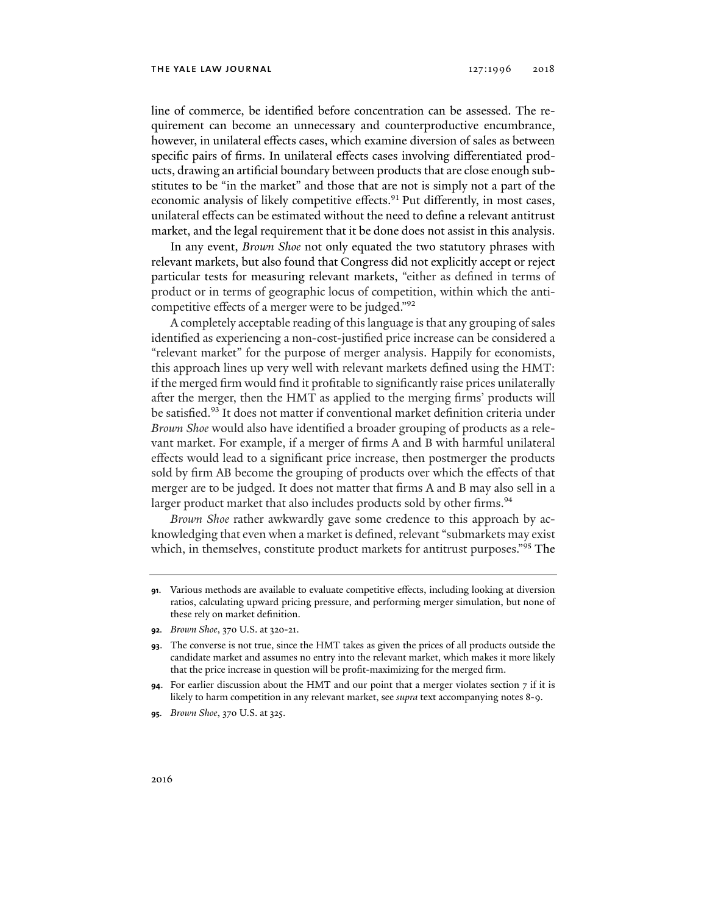line of commerce, be identified before concentration can be assessed. The requirement can become an unnecessary and counterproductive encumbrance, however, in unilateral effects cases, which examine diversion of sales as between specific pairs of firms. In unilateral effects cases involving differentiated products, drawing an artificial boundary between products that are close enough substitutes to be "in the market" and those that are not is simply not a part of the economic analysis of likely competitive effects.[91] Put differently, in most cases, unilateral effects can be estimated without the need to define a relevant antitrust market, and the legal requirement that it be done does not assist in this analysis.

In any event, *Brown Shoe* not only equated the two statutory phrases with relevant markets, but also found that Congress did not explicitly accept or reject particular tests for measuring relevant markets, "either as defined in terms of product or in terms of geographic locus of competition, within which the anticompetitive effects of a merger were to be judged."[92]

A completely acceptable reading of this language is that any grouping of sales identified as experiencing a non-cost-justified price increase can be considered a "relevant market" for the purpose of merger analysis. Happily for economists, this approach lines up very well with relevant markets defined using the HMT: if the merged firm would find it profitable to significantly raise prices unilaterally after the merger, then the HMT as applied to the merging firms' products will be satisfied.[93] It does not matter if conventional market definition criteria under *Brown Shoe* would also have identified a broader grouping of products as a relevant market. For example, if a merger of firms A and B with harmful unilateral effects would lead to a significant price increase, then postmerger the products sold by firm AB become the grouping of products over which the effects of that merger are to be judged. It does not matter that firms A and B may also sell in a larger product market that also includes products sold by other firms.[94]

*Brown Shoe* rather awkwardly gave some credence to this approach by acknowledging that even when a market is defined, relevant "submarkets may exist which, in themselves, constitute product markets for antitrust purposes."[95] The

---

**91**. Various methods are available to evaluate competitive effects, including looking at diversion ratios, calculating upward pricing pressure, and performing merger simulation, but none of these rely on market definition.

**92**. *Brown Shoe*, 370 U.S. at 320-21.

**93**. The converse is not true, since the HMT takes as given the prices of all products outside the candidate market and assumes no entry into the relevant market, which makes it more likely that the price increase in question will be profit-maximizing for the merged firm.

**94**. For earlier discussion about the HMT and our point that a merger violates section 7 if it is likely to harm competition in any relevant market, see *supra* text accompanying notes 8-9.

**95**. *Brown Shoe*, 370 U.S. at 325.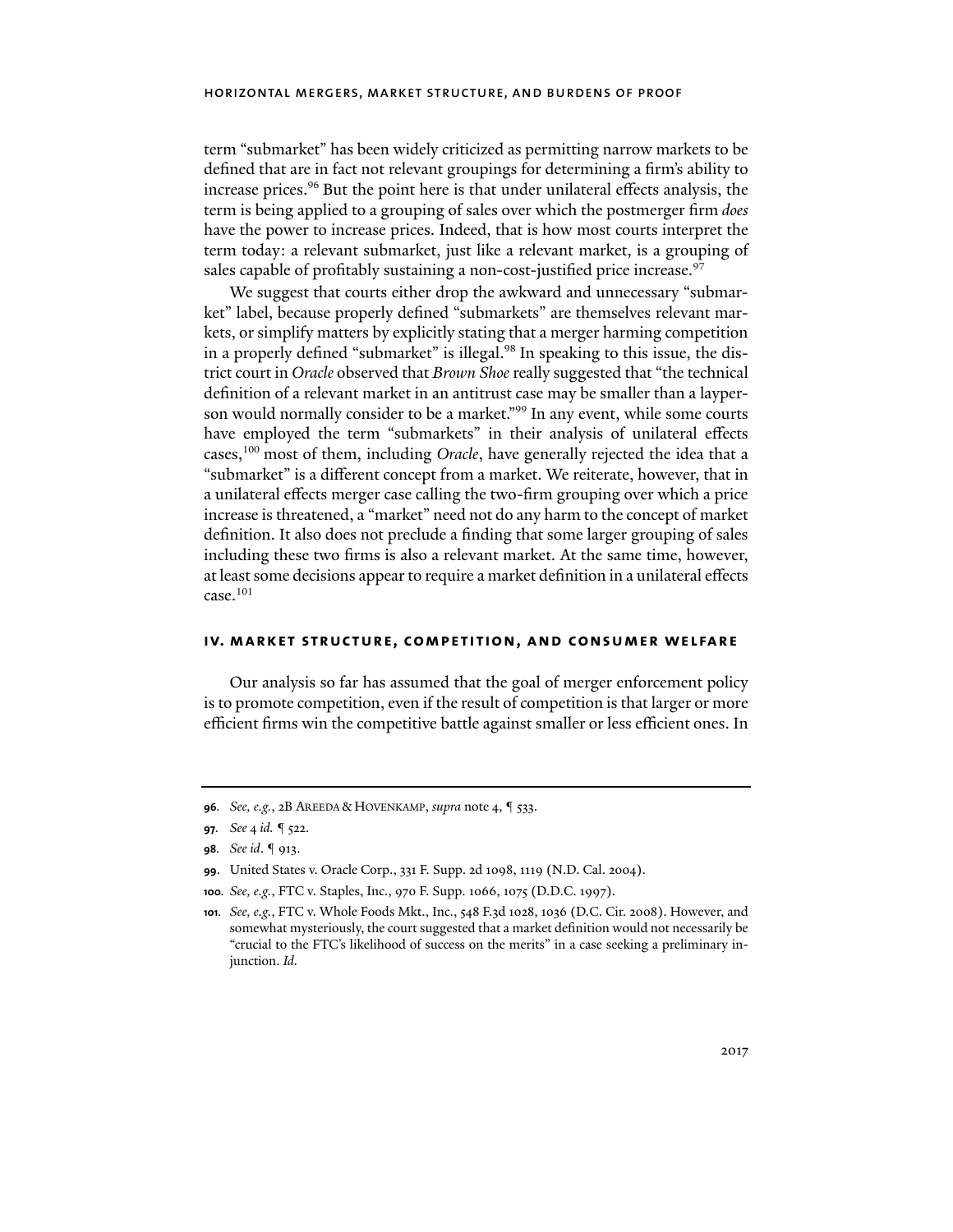term "submarket" has been widely criticized as permitting narrow markets to be defined that are in fact not relevant groupings for determining a firm's ability to increase prices.[96] But the point here is that under unilateral effects analysis, the term is being applied to a grouping of sales over which the postmerger firm *does* have the power to increase prices. Indeed, that is how most courts interpret the term today: a relevant submarket, just like a relevant market, is a grouping of sales capable of profitably sustaining a non-cost-justified price increase.[97]

We suggest that courts either drop the awkward and unnecessary "submarket" label, because properly defined "submarkets" are themselves relevant markets, or simplify matters by explicitly stating that a merger harming competition in a properly defined "submarket" is illegal.[98] In speaking to this issue, the district court in *Oracle* observed that *Brown Shoe* really suggested that "the technical definition of a relevant market in an antitrust case may be smaller than a layperson would normally consider to be a market."[99] In any event, while some courts have employed the term "submarkets" in their analysis of unilateral effects cases,[100] most of them, including *Oracle*, have generally rejected the idea that a "submarket" is a different concept from a market. We reiterate, however, that in a unilateral effects merger case calling the two-firm grouping over which a price increase is threatened, a "market" need not do any harm to the concept of market definition. It also does not preclude a finding that some larger grouping of sales including these two firms is also a relevant market. At the same time, however, at least some decisions appear to require a market definition in a unilateral effects case.[101]

## IV. MARKET STRUCTURE, COMPETITION, AND CONSUMER WELFARE

Our analysis so far has assumed that the goal of merger enforcement policy is to promote competition, even if the result of competition is that larger or more efficient firms win the competitive battle against smaller or less efficient ones. In

---

**96.** *See, e.g.*, 2B AREEDA & HOVENKAMP, *supra* note 4, ¶ 533.

**97.** *See* 4 *id.* ¶ 522.

**98.** *See id*. ¶ 913.

**99.** United States v. Oracle Corp., 331 F. Supp. 2d 1098, 1119 (N.D. Cal. 2004).

**100.** *See, e.g.*, FTC v. Staples, Inc., 970 F. Supp. 1066, 1075 (D.D.C. 1997).

**101.** *See, e.g.*, FTC v. Whole Foods Mkt., Inc., 548 F.3d 1028, 1036 (D.C. Cir. 2008). However, and somewhat mysteriously, the court suggested that a market definition would not necessarily be "crucial to the FTC's likelihood of success on the merits" in a case seeking a preliminary injunction. *Id.*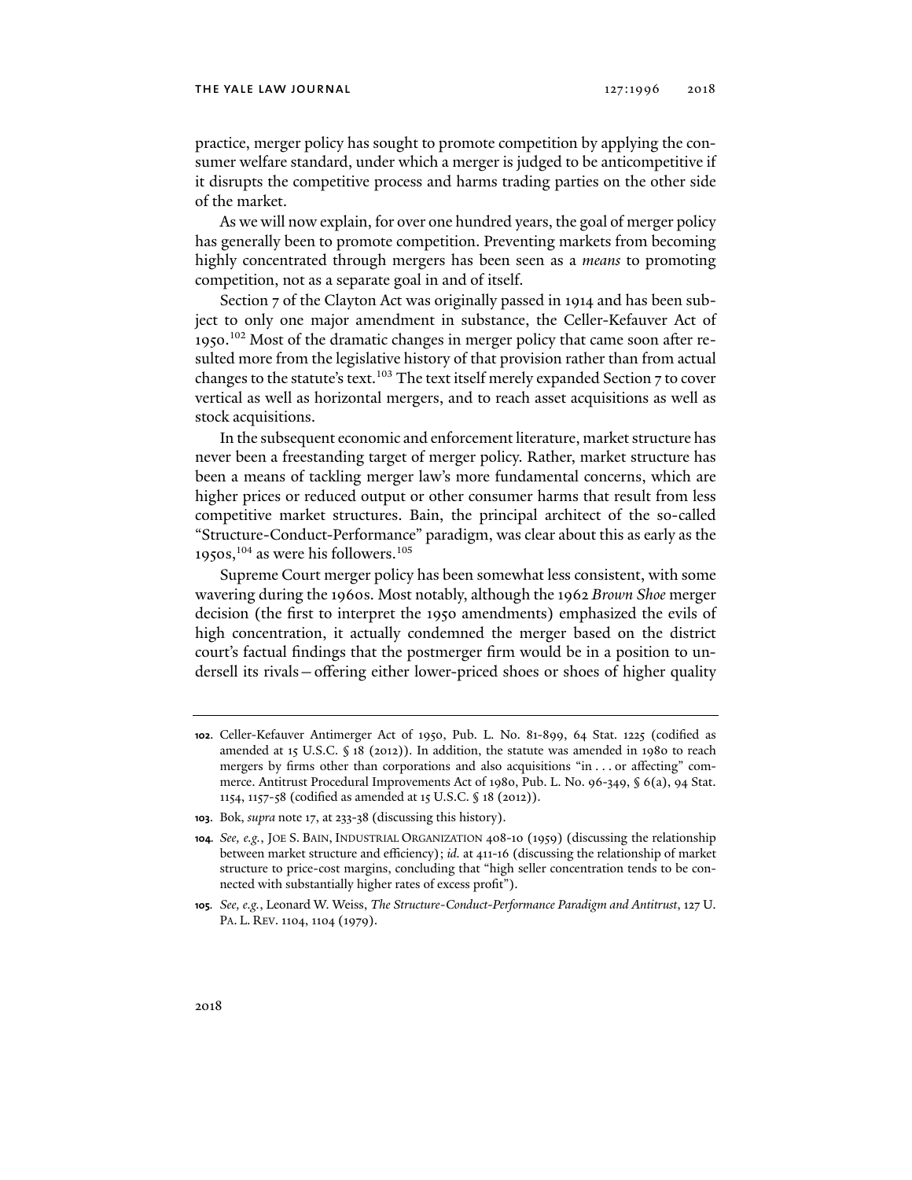practice, merger policy has sought to promote competition by applying the consumer welfare standard, under which a merger is judged to be anticompetitive if it disrupts the competitive process and harms trading parties on the other side of the market.

As we will now explain, for over one hundred years, the goal of merger policy has generally been to promote competition. Preventing markets from becoming highly concentrated through mergers has been seen as a *means* to promoting competition, not as a separate goal in and of itself.

Section 7 of the Clayton Act was originally passed in 1914 and has been subject to only one major amendment in substance, the Celler-Kefauver Act of 1950.[102] Most of the dramatic changes in merger policy that came soon after resulted more from the legislative history of that provision rather than from actual changes to the statute's text.[103] The text itself merely expanded Section 7 to cover vertical as well as horizontal mergers, and to reach asset acquisitions as well as stock acquisitions.

In the subsequent economic and enforcement literature, market structure has never been a freestanding target of merger policy. Rather, market structure has been a means of tackling merger law's more fundamental concerns, which are higher prices or reduced output or other consumer harms that result from less competitive market structures. Bain, the principal architect of the so-called "Structure-Conduct-Performance" paradigm, was clear about this as early as the 1950s,[104] as were his followers.[105]

Supreme Court merger policy has been somewhat less consistent, with some wavering during the 1960s. Most notably, although the 1962 *Brown Shoe* merger decision (the first to interpret the 1950 amendments) emphasized the evils of high concentration, it actually condemned the merger based on the district court's factual findings that the postmerger firm would be in a position to undersell its rivals—offering either lower-priced shoes or shoes of higher quality

---

**102.** Celler-Kefauver Antimerger Act of 1950, Pub. L. No. 81-899, 64 Stat. 1225 (codified as amended at 15 U.S.C. § 18 (2012)). In addition, the statute was amended in 1980 to reach mergers by firms other than corporations and also acquisitions "in . . . or affecting" commerce. Antitrust Procedural Improvements Act of 1980, Pub. L. No. 96-349, § 6(a), 94 Stat. 1154, 1157-58 (codified as amended at 15 U.S.C. § 18 (2012)).

**103.** Bok, *supra* note 17, at 233-38 (discussing this history).

**104.** *See, e.g.*, JOE S. BAIN, INDUSTRIAL ORGANIZATION 408-10 (1959) (discussing the relationship between market structure and efficiency); *id.* at 411-16 (discussing the relationship of market structure to price-cost margins, concluding that "high seller concentration tends to be connected with substantially higher rates of excess profit").

**105.** *See, e.g.*, Leonard W. Weiss, *The Structure-Conduct-Performance Paradigm and Antitrust*, 127 U. PA. L. REV. 1104, 1104 (1979).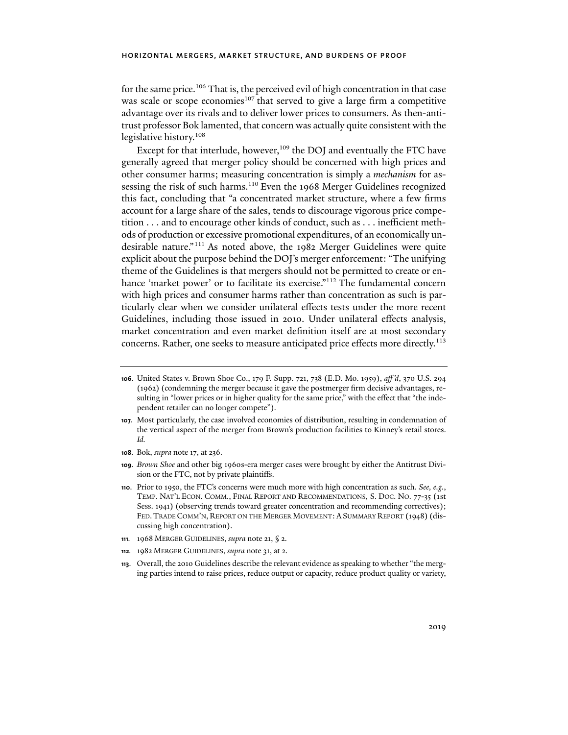for the same price.[106] That is, the perceived evil of high concentration in that case was scale or scope economies[107] that served to give a large firm a competitive advantage over its rivals and to deliver lower prices to consumers. As then-antitrust professor Bok lamented, that concern was actually quite consistent with the legislative history.[108]

Except for that interlude, however,[109] the DOJ and eventually the FTC have generally agreed that merger policy should be concerned with high prices and other consumer harms; measuring concentration is simply a *mechanism* for assessing the risk of such harms.[110] Even the 1968 Merger Guidelines recognized this fact, concluding that "a concentrated market structure, where a few firms account for a large share of the sales, tends to discourage vigorous price competition . . . and to encourage other kinds of conduct, such as . . . inefficient methods of production or excessive promotional expenditures, of an economically undesirable nature."[111] As noted above, the 1982 Merger Guidelines were quite explicit about the purpose behind the DOJ's merger enforcement: "The unifying theme of the Guidelines is that mergers should not be permitted to create or enhance 'market power' or to facilitate its exercise."[112] The fundamental concern with high prices and consumer harms rather than concentration as such is particularly clear when we consider unilateral effects tests under the more recent Guidelines, including those issued in 2010. Under unilateral effects analysis, market concentration and even market definition itself are at most secondary concerns. Rather, one seeks to measure anticipated price effects more directly.[113]

---

**106.** United States v. Brown Shoe Co., 179 F. Supp. 721, 738 (E.D. Mo. 1959), *aff'd*, 370 U.S. 294 (1962) (condemning the merger because it gave the postmerger firm decisive advantages, resulting in "lower prices or in higher quality for the same price," with the effect that "the independent retailer can no longer compete").

**107.** Most particularly, the case involved economies of distribution, resulting in condemnation of the vertical aspect of the merger from Brown's production facilities to Kinney's retail stores. *Id.*

**108.** Bok, *supra* note 17, at 236.

**109.** *Brown Shoe* and other big 1960s-era merger cases were brought by either the Antitrust Division or the FTC, not by private plaintiffs.

**110.** Prior to 1950, the FTC's concerns were much more with high concentration as such. *See, e.g.*, TEMP. NAT'L ECON. COMM., FINAL REPORT AND RECOMMENDATIONS, S. DOC. NO. 77-35 (1st Sess. 1941) (observing trends toward greater concentration and recommending correctives); FED. TRADE COMM'N, REPORT ON THE MERGER MOVEMENT: A SUMMARY REPORT (1948) (discussing high concentration).

**111.** 1968 MERGER GUIDELINES, *supra* note 21, § 2.

**112.** 1982 MERGER GUIDELINES, *supra* note 31, at 2.

**113.** Overall, the 2010 Guidelines describe the relevant evidence as speaking to whether "the merging parties intend to raise prices, reduce output or capacity, reduce product quality or variety,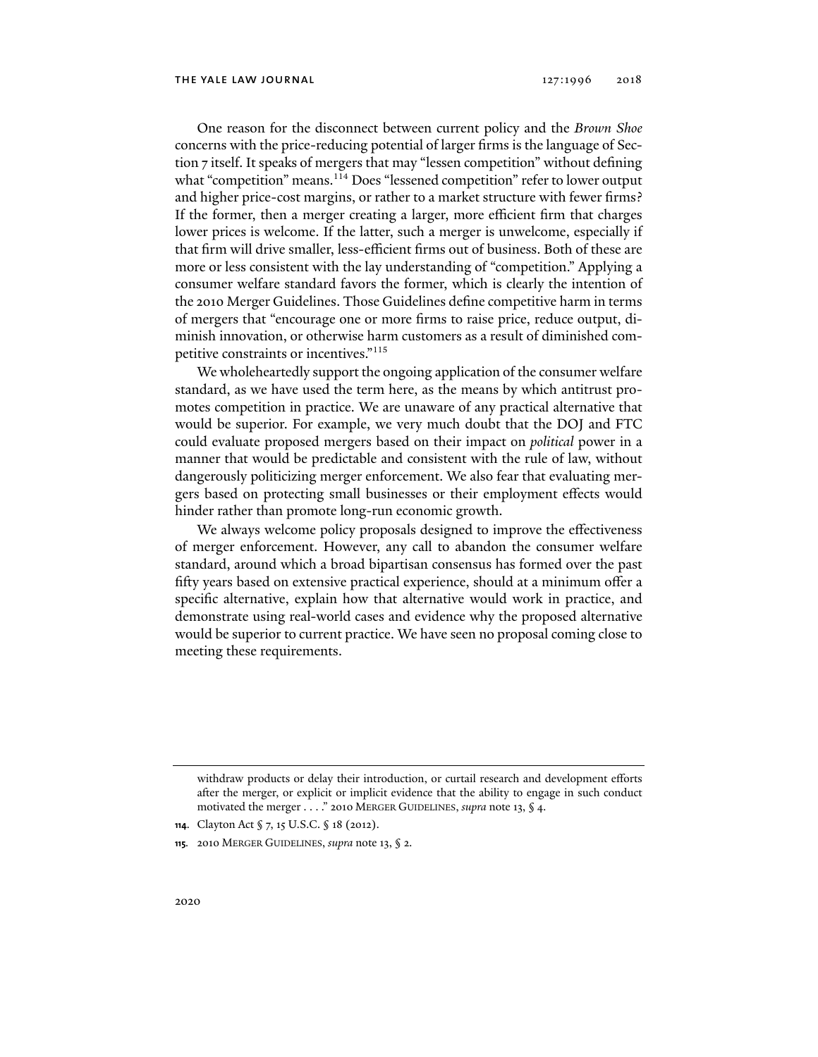One reason for the disconnect between current policy and the *Brown Shoe* concerns with the price-reducing potential of larger firms is the language of Section 7 itself. It speaks of mergers that may "lessen competition" without defining what "competition" means.[114] Does "lessened competition" refer to lower output and higher price-cost margins, or rather to a market structure with fewer firms? If the former, then a merger creating a larger, more efficient firm that charges lower prices is welcome. If the latter, such a merger is unwelcome, especially if that firm will drive smaller, less-efficient firms out of business. Both of these are more or less consistent with the lay understanding of "competition." Applying a consumer welfare standard favors the former, which is clearly the intention of the 2010 Merger Guidelines. Those Guidelines define competitive harm in terms of mergers that "encourage one or more firms to raise price, reduce output, diminish innovation, or otherwise harm customers as a result of diminished competitive constraints or incentives."[115]

We wholeheartedly support the ongoing application of the consumer welfare standard, as we have used the term here, as the means by which antitrust promotes competition in practice. We are unaware of any practical alternative that would be superior. For example, we very much doubt that the DOJ and FTC could evaluate proposed mergers based on their impact on *political* power in a manner that would be predictable and consistent with the rule of law, without dangerously politicizing merger enforcement. We also fear that evaluating mergers based on protecting small businesses or their employment effects would hinder rather than promote long-run economic growth.

We always welcome policy proposals designed to improve the effectiveness of merger enforcement. However, any call to abandon the consumer welfare standard, around which a broad bipartisan consensus has formed over the past fifty years based on extensive practical experience, should at a minimum offer a specific alternative, explain how that alternative would work in practice, and demonstrate using real-world cases and evidence why the proposed alternative would be superior to current practice. We have seen no proposal coming close to meeting these requirements.

---

withdraw products or delay their introduction, or curtail research and development efforts after the merger, or explicit or implicit evidence that the ability to engage in such conduct motivated the merger . . . ." 2010 MERGER GUIDELINES, *supra* note 13, § 4.

**114.** Clayton Act § 7, 15 U.S.C. § 18 (2012).

**115.** 2010 MERGER GUIDELINES, *supra* note 13, § 2.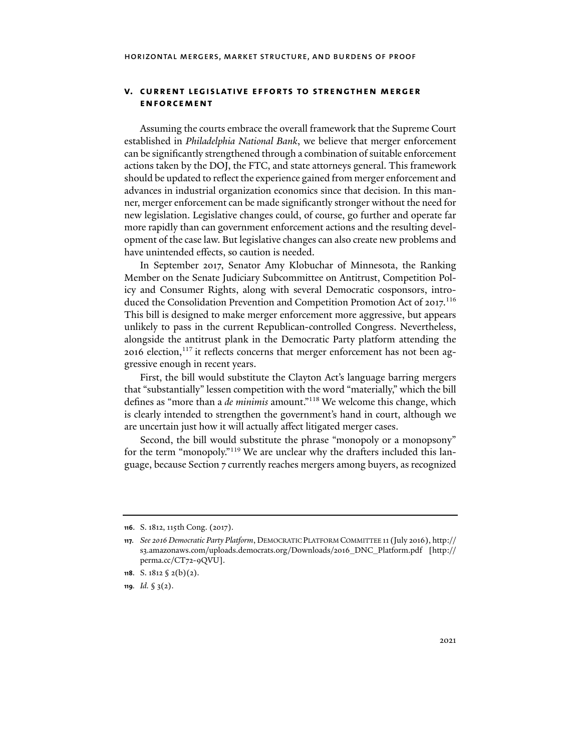## V. CURRENT LEGISLATIVE EFFORTS TO STRENGTHEN MERGER ENFORCEMENT

Assuming the courts embrace the overall framework that the Supreme Court established in *Philadelphia National Bank*, we believe that merger enforcement can be significantly strengthened through a combination of suitable enforcement actions taken by the DOJ, the FTC, and state attorneys general. This framework should be updated to reflect the experience gained from merger enforcement and advances in industrial organization economics since that decision. In this manner, merger enforcement can be made significantly stronger without the need for new legislation. Legislative changes could, of course, go further and operate far more rapidly than can government enforcement actions and the resulting development of the case law. But legislative changes can also create new problems and have unintended effects, so caution is needed.

In September 2017, Senator Amy Klobuchar of Minnesota, the Ranking Member on the Senate Judiciary Subcommittee on Antitrust, Competition Policy and Consumer Rights, along with several Democratic cosponsors, introduced the Consolidation Prevention and Competition Promotion Act of 2017.[116] This bill is designed to make merger enforcement more aggressive, but appears unlikely to pass in the current Republican-controlled Congress. Nevertheless, alongside the antitrust plank in the Democratic Party platform attending the 2016 election,[117] it reflects concerns that merger enforcement has not been aggressive enough in recent years.

First, the bill would substitute the Clayton Act's language barring mergers that "substantially" lessen competition with the word "materially," which the bill defines as "more than a *de minimis* amount."[118] We welcome this change, which is clearly intended to strengthen the government's hand in court, although we are uncertain just how it will actually affect litigated merger cases.

Second, the bill would substitute the phrase "monopoly or a monopsony" for the term "monopoly."[119] We are unclear why the drafters included this language, because Section 7 currently reaches mergers among buyers, as recognized

---

**116.** S. 1812, 115th Cong. (2017).

**117.** *See 2016 Democratic Party Platform*, DEMOCRATIC PLATFORM COMMITTEE 11 (July 2016), http://s3.amazonaws.com/uploads.democrats.org/Downloads/2016_DNC_Platform.pdf [http://perma.cc/CT72-9QVU].

**118.** S. 1812 § 2(b)(2).

**119.** *Id.* § 3(2).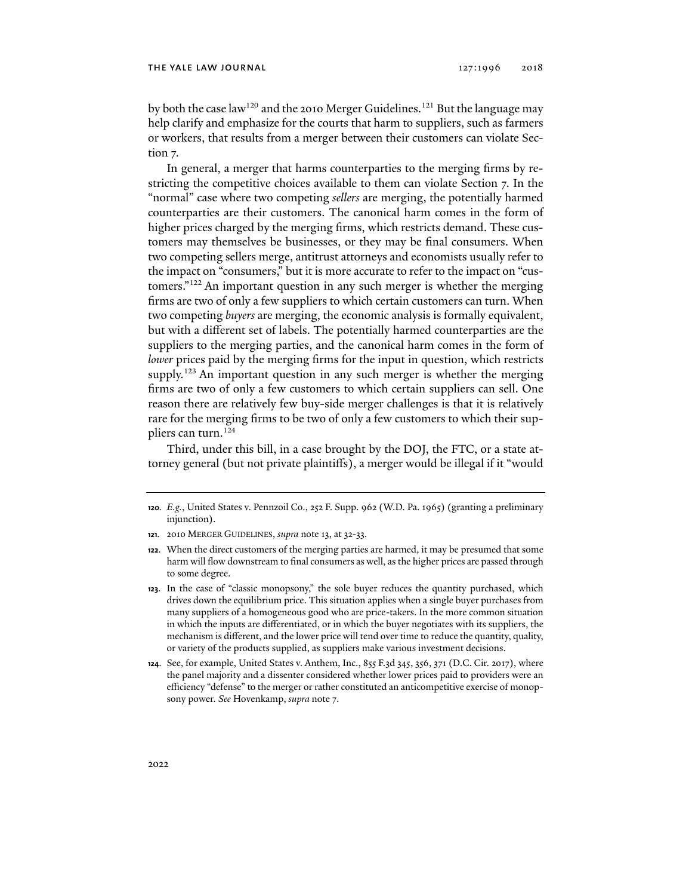by both the case law[120] and the 2010 Merger Guidelines.[121] But the language may help clarify and emphasize for the courts that harm to suppliers, such as farmers or workers, that results from a merger between their customers can violate Section 7.

In general, a merger that harms counterparties to the merging firms by restricting the competitive choices available to them can violate Section 7. In the "normal" case where two competing *sellers* are merging, the potentially harmed counterparties are their customers. The canonical harm comes in the form of higher prices charged by the merging firms, which restricts demand. These customers may themselves be businesses, or they may be final consumers. When two competing sellers merge, antitrust attorneys and economists usually refer to the impact on "consumers," but it is more accurate to refer to the impact on "customers."[122] An important question in any such merger is whether the merging firms are two of only a few suppliers to which certain customers can turn. When two competing *buyers* are merging, the economic analysis is formally equivalent, but with a different set of labels. The potentially harmed counterparties are the suppliers to the merging parties, and the canonical harm comes in the form of *lower* prices paid by the merging firms for the input in question, which restricts supply.[123] An important question in any such merger is whether the merging firms are two of only a few customers to which certain suppliers can sell. One reason there are relatively few buy-side merger challenges is that it is relatively rare for the merging firms to be two of only a few customers to which their suppliers can turn.[124]

Third, under this bill, in a case brought by the DOJ, the FTC, or a state attorney general (but not private plaintiffs), a merger would be illegal if it "would

---

120. *E.g.*, United States v. Pennzoil Co., 252 F. Supp. 962 (W.D. Pa. 1965) (granting a preliminary injunction).

121. 2010 MERGER GUIDELINES, *supra* note 13, at 32-33.

122. When the direct customers of the merging parties are harmed, it may be presumed that some harm will flow downstream to final consumers as well, as the higher prices are passed through to some degree.

123. In the case of "classic monopsony," the sole buyer reduces the quantity purchased, which drives down the equilibrium price. This situation applies when a single buyer purchases from many suppliers of a homogeneous good who are price-takers. In the more common situation in which the inputs are differentiated, or in which the buyer negotiates with its suppliers, the mechanism is different, and the lower price will tend over time to reduce the quantity, quality, or variety of the products supplied, as suppliers make various investment decisions.

124. See, for example, United States v. Anthem, Inc., 855 F.3d 345, 356, 371 (D.C. Cir. 2017), where the panel majority and a dissenter considered whether lower prices paid to providers were an efficiency "defense" to the merger or rather constituted an anticompetitive exercise of monopsony power. *See* Hovenkamp, *supra* note 7.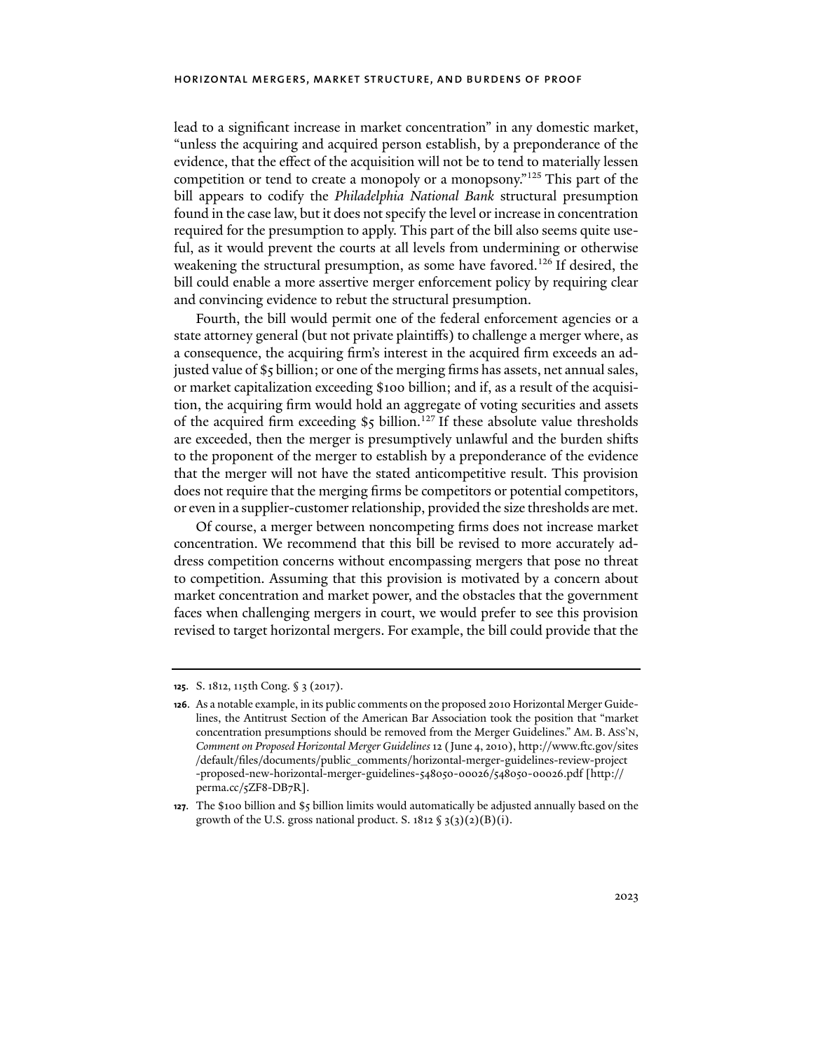lead to a significant increase in market concentration" in any domestic market, "unless the acquiring and acquired person establish, by a preponderance of the evidence, that the effect of the acquisition will not be to tend to materially lessen competition or tend to create a monopoly or a monopsony."[125] This part of the bill appears to codify the *Philadelphia National Bank* structural presumption found in the case law, but it does not specify the level or increase in concentration required for the presumption to apply. This part of the bill also seems quite useful, as it would prevent the courts at all levels from undermining or otherwise weakening the structural presumption, as some have favored.[126] If desired, the bill could enable a more assertive merger enforcement policy by requiring clear and convincing evidence to rebut the structural presumption.

Fourth, the bill would permit one of the federal enforcement agencies or a state attorney general (but not private plaintiffs) to challenge a merger where, as a consequence, the acquiring firm's interest in the acquired firm exceeds an adjusted value of $5 billion; or one of the merging firms has assets, net annual sales, or market capitalization exceeding $100 billion; and if, as a result of the acquisition, the acquiring firm would hold an aggregate of voting securities and assets of the acquired firm exceeding $5 billion.[127] If these absolute value thresholds are exceeded, then the merger is presumptively unlawful and the burden shifts to the proponent of the merger to establish by a preponderance of the evidence that the merger will not have the stated anticompetitive result. This provision does not require that the merging firms be competitors or potential competitors, or even in a supplier-customer relationship, provided the size thresholds are met.

Of course, a merger between noncompeting firms does not increase market concentration. We recommend that this bill be revised to more accurately address competition concerns without encompassing mergers that pose no threat to competition. Assuming that this provision is motivated by a concern about market concentration and market power, and the obstacles that the government faces when challenging mergers in court, we would prefer to see this provision revised to target horizontal mergers. For example, the bill could provide that the

---

**125.** S. 1812, 115th Cong. § 3 (2017).

**126.** As a notable example, in its public comments on the proposed 2010 Horizontal Merger Guidelines, the Antitrust Section of the American Bar Association took the position that "market concentration presumptions should be removed from the Merger Guidelines." AM. B. ASS'N, *Comment on Proposed Horizontal Merger Guidelines* 12 (June 4, 2010), http://www.ftc.gov/sites/default/files/documents/public_comments/horizontal-merger-guidelines-review-project-proposed-new-horizontal-merger-guidelines-548050-00026/548050-00026.pdf [http://perma.cc/5ZF8-DB7R].

**127.** The $100 billion and $5 billion limits would automatically be adjusted annually based on the growth of the U.S. gross national product. S. 1812 § 3(3)(2)(B)(i).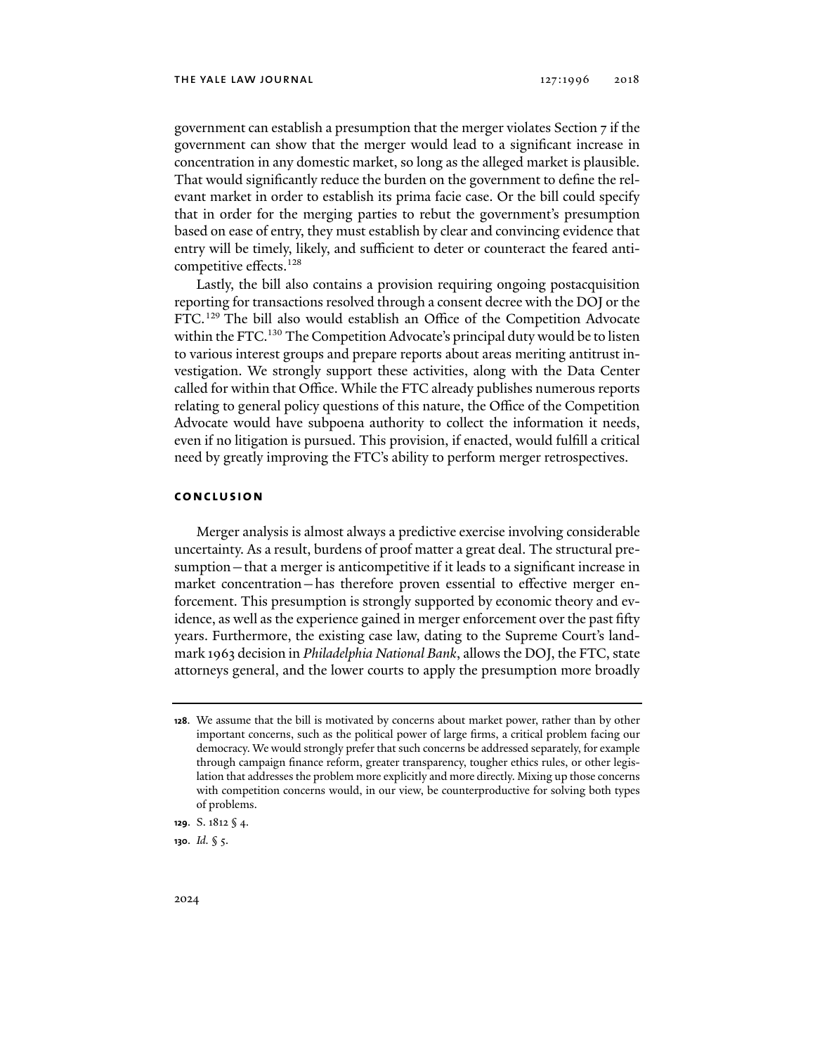government can establish a presumption that the merger violates Section 7 if the government can show that the merger would lead to a significant increase in concentration in any domestic market, so long as the alleged market is plausible. That would significantly reduce the burden on the government to define the relevant market in order to establish its prima facie case. Or the bill could specify that in order for the merging parties to rebut the government's presumption based on ease of entry, they must establish by clear and convincing evidence that entry will be timely, likely, and sufficient to deter or counteract the feared anticompetitive effects.[128]

Lastly, the bill also contains a provision requiring ongoing postacquisition reporting for transactions resolved through a consent decree with the DOJ or the FTC.[129] The bill also would establish an Office of the Competition Advocate within the FTC.[130] The Competition Advocate's principal duty would be to listen to various interest groups and prepare reports about areas meriting antitrust investigation. We strongly support these activities, along with the Data Center called for within that Office. While the FTC already publishes numerous reports relating to general policy questions of this nature, the Office of the Competition Advocate would have subpoena authority to collect the information it needs, even if no litigation is pursued. This provision, if enacted, would fulfill a critical need by greatly improving the FTC's ability to perform merger retrospectives.

## CONCLUSION

Merger analysis is almost always a predictive exercise involving considerable uncertainty. As a result, burdens of proof matter a great deal. The structural presumption—that a merger is anticompetitive if it leads to a significant increase in market concentration—has therefore proven essential to effective merger enforcement. This presumption is strongly supported by economic theory and evidence, as well as the experience gained in merger enforcement over the past fifty years. Furthermore, the existing case law, dating to the Supreme Court's landmark 1963 decision in *Philadelphia National Bank*, allows the DOJ, the FTC, state attorneys general, and the lower courts to apply the presumption more broadly

---

**128**. We assume that the bill is motivated by concerns about market power, rather than by other important concerns, such as the political power of large firms, a critical problem facing our democracy. We would strongly prefer that such concerns be addressed separately, for example through campaign finance reform, greater transparency, tougher ethics rules, or other legislation that addresses the problem more explicitly and more directly. Mixing up those concerns with competition concerns would, in our view, be counterproductive for solving both types of problems.

**129**. S. 1812 § 4.

**130**. *Id.* § 5.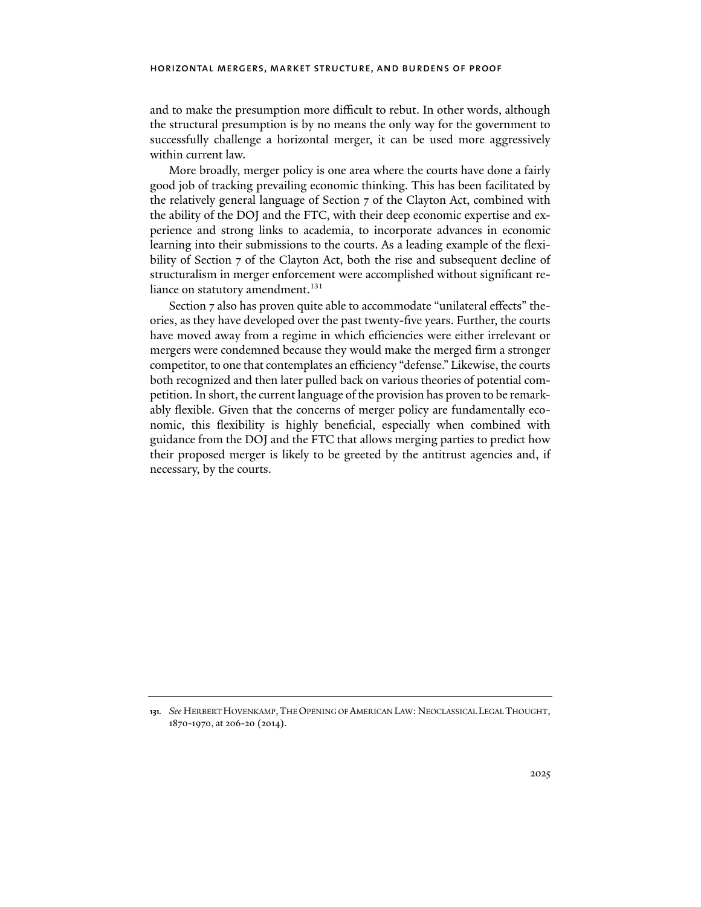and to make the presumption more difficult to rebut. In other words, although the structural presumption is by no means the only way for the government to successfully challenge a horizontal merger, it can be used more aggressively within current law.

More broadly, merger policy is one area where the courts have done a fairly good job of tracking prevailing economic thinking. This has been facilitated by the relatively general language of Section 7 of the Clayton Act, combined with the ability of the DOJ and the FTC, with their deep economic expertise and experience and strong links to academia, to incorporate advances in economic learning into their submissions to the courts. As a leading example of the flexibility of Section 7 of the Clayton Act, both the rise and subsequent decline of structuralism in merger enforcement were accomplished without significant reliance on statutory amendment.[131]

Section 7 also has proven quite able to accommodate "unilateral effects" theories, as they have developed over the past twenty-five years. Further, the courts have moved away from a regime in which efficiencies were either irrelevant or mergers were condemned because they would make the merged firm a stronger competitor, to one that contemplates an efficiency "defense." Likewise, the courts both recognized and then later pulled back on various theories of potential competition. In short, the current language of the provision has proven to be remarkably flexible. Given that the concerns of merger policy are fundamentally economic, this flexibility is highly beneficial, especially when combined with guidance from the DOJ and the FTC that allows merging parties to predict how their proposed merger is likely to be greeted by the antitrust agencies and, if necessary, by the courts.

---

**131.** *See* HERBERT HOVENKAMP, THE OPENING OF AMERICAN LAW: NEOCLASSICAL LEGAL THOUGHT, 1870-1970, at 206-20 (2014).